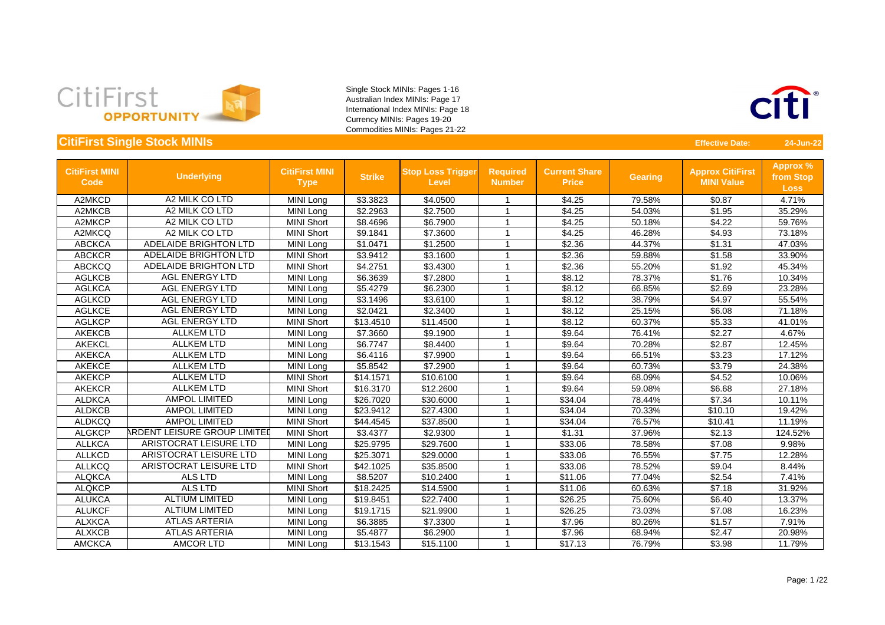Single Stock MINIs: Pages 1-16
Australian Index MINIs: Page 17
International Index MINIs: Page 18
Currency MINIs: Pages 19-20
Commodities MINIs: Pages 21-22

## CitiFirst Single Stock MINIs

**Effective Date:** **24-Jun-22**

| CitiFirst MINI Code | Underlying | CitiFirst MINI Type | Strike | Stop Loss Trigger Level | Required Number | Current Share Price | Gearing | Approx CitiFirst MINI Value | Approx % from Stop Loss |
|---|---|---|---|---|---|---|---|---|---|
| A2MKCD | A2 MILK CO LTD | MINI Long | $3.3823 | $4.0500 | 1 | $4.25 | 79.58% | $0.87 | 4.71% |
| A2MKCB | A2 MILK CO LTD | MINI Long | $2.2963 | $2.7500 | 1 | $4.25 | 54.03% | $1.95 | 35.29% |
| A2MKCP | A2 MILK CO LTD | MINI Short | $8.4696 | $6.7900 | 1 | $4.25 | 50.18% | $4.22 | 59.76% |
| A2MKCQ | A2 MILK CO LTD | MINI Short | $9.1841 | $7.3600 | 1 | $4.25 | 46.28% | $4.93 | 73.18% |
| ABCKCA | ADELAIDE BRIGHTON LTD | MINI Long | $1.0471 | $1.2500 | 1 | $2.36 | 44.37% | $1.31 | 47.03% |
| ABCKCR | ADELAIDE BRIGHTON LTD | MINI Short | $3.9412 | $3.1600 | 1 | $2.36 | 59.88% | $1.58 | 33.90% |
| ABCKCQ | ADELAIDE BRIGHTON LTD | MINI Short | $4.2751 | $3.4300 | 1 | $2.36 | 55.20% | $1.92 | 45.34% |
| AGLKCB | AGL ENERGY LTD | MINI Long | $6.3639 | $7.2800 | 1 | $8.12 | 78.37% | $1.76 | 10.34% |
| AGLKCA | AGL ENERGY LTD | MINI Long | $5.4279 | $6.2300 | 1 | $8.12 | 66.85% | $2.69 | 23.28% |
| AGLKCD | AGL ENERGY LTD | MINI Long | $3.1496 | $3.6100 | 1 | $8.12 | 38.79% | $4.97 | 55.54% |
| AGLKCE | AGL ENERGY LTD | MINI Long | $2.0421 | $2.3400 | 1 | $8.12 | 25.15% | $6.08 | 71.18% |
| AGLKCP | AGL ENERGY LTD | MINI Short | $13.4510 | $11.4500 | 1 | $8.12 | 60.37% | $5.33 | 41.01% |
| AKEKCB | ALLKEM LTD | MINI Long | $7.3660 | $9.1900 | 1 | $9.64 | 76.41% | $2.27 | 4.67% |
| AKEKCL | ALLKEM LTD | MINI Long | $6.7747 | $8.4400 | 1 | $9.64 | 70.28% | $2.87 | 12.45% |
| AKEKCA | ALLKEM LTD | MINI Long | $6.4116 | $7.9900 | 1 | $9.64 | 66.51% | $3.23 | 17.12% |
| AKEKCE | ALLKEM LTD | MINI Long | $5.8542 | $7.2900 | 1 | $9.64 | 60.73% | $3.79 | 24.38% |
| AKEKCP | ALLKEM LTD | MINI Short | $14.1571 | $10.6100 | 1 | $9.64 | 68.09% | $4.52 | 10.06% |
| AKEKCR | ALLKEM LTD | MINI Short | $16.3170 | $12.2600 | 1 | $9.64 | 59.08% | $6.68 | 27.18% |
| ALDKCA | AMPOL LIMITED | MINI Long | $26.7020 | $30.6000 | 1 | $34.04 | 78.44% | $7.34 | 10.11% |
| ALDKCB | AMPOL LIMITED | MINI Long | $23.9412 | $27.4300 | 1 | $34.04 | 70.33% | $10.10 | 19.42% |
| ALDKCQ | AMPOL LIMITED | MINI Short | $44.4545 | $37.8500 | 1 | $34.04 | 76.57% | $10.41 | 11.19% |
| ALGKCP | ARDENT LEISURE GROUP LIMITED | MINI Short | $3.4377 | $2.9300 | 1 | $1.31 | 37.96% | $2.13 | 124.52% |
| ALLKCA | ARISTOCRAT LEISURE LTD | MINI Long | $25.9795 | $29.7600 | 1 | $33.06 | 78.58% | $7.08 | 9.98% |
| ALLKCD | ARISTOCRAT LEISURE LTD | MINI Long | $25.3071 | $29.0000 | 1 | $33.06 | 76.55% | $7.75 | 12.28% |
| ALLKCQ | ARISTOCRAT LEISURE LTD | MINI Short | $42.1025 | $35.8500 | 1 | $33.06 | 78.52% | $9.04 | 8.44% |
| ALQKCA | ALS LTD | MINI Long | $8.5207 | $10.2400 | 1 | $11.06 | 77.04% | $2.54 | 7.41% |
| ALQKCP | ALS LTD | MINI Short | $18.2425 | $14.5900 | 1 | $11.06 | 60.63% | $7.18 | 31.92% |
| ALUKCA | ALTIUM LIMITED | MINI Long | $19.8451 | $22.7400 | 1 | $26.25 | 75.60% | $6.40 | 13.37% |
| ALUKCF | ALTIUM LIMITED | MINI Long | $19.1715 | $21.9900 | 1 | $26.25 | 73.03% | $7.08 | 16.23% |
| ALXKCA | ATLAS ARTERIA | MINI Long | $6.3885 | $7.3300 | 1 | $7.96 | 80.26% | $1.57 | 7.91% |
| ALXKCB | ATLAS ARTERIA | MINI Long | $5.4877 | $6.2900 | 1 | $7.96 | 68.94% | $2.47 | 20.98% |
| AMCKCA | AMCOR LTD | MINI Long | $13.1543 | $15.1100 | 1 | $17.13 | 76.79% | $3.98 | 11.79% |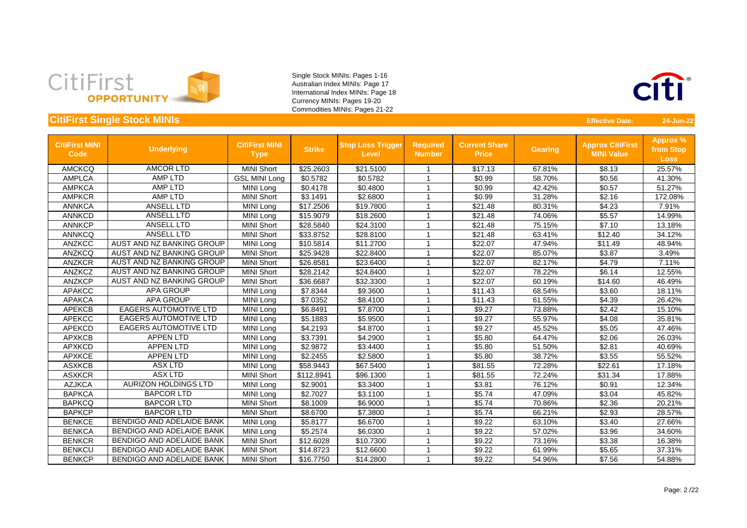Single Stock MINIs: Pages 1-16
Australian Index MINIs: Page 17
International Index MINIs: Page 18
Currency MINIs: Pages 19-20
Commodities MINIs: Pages 21-22

## CitiFirst Single Stock MINIs

**Effective Date:** **24-Jun-22**

| CitiFirst MINI Code | Underlying | CitiFirst MINI Type | Strike | Stop Loss Trigger Level | Required Number | Current Share Price | Gearing | Approx CitiFirst MINI Value | Approx % from Stop Loss |
|---|---|---|---|---|---|---|---|---|---|
| AMCKCQ | AMCOR LTD | MINI Short | $25.2603 | $21.5100 | 1 | $17.13 | 67.81% | $8.13 | 25.57% |
| AMPLCA | AMP LTD | GSL MINI Long | $0.5782 | $0.5782 | 1 | $0.99 | 58.70% | $0.56 | 41.30% |
| AMPKCA | AMP LTD | MINI Long | $0.4178 | $0.4800 | 1 | $0.99 | 42.42% | $0.57 | 51.27% |
| AMPKCR | AMP LTD | MINI Short | $3.1491 | $2.6800 | 1 | $0.99 | 31.28% | $2.16 | 172.08% |
| ANNKCA | ANSELL LTD | MINI Long | $17.2506 | $19.7800 | 1 | $21.48 | 80.31% | $4.23 | 7.91% |
| ANNKCD | ANSELL LTD | MINI Long | $15.9079 | $18.2600 | 1 | $21.48 | 74.06% | $5.57 | 14.99% |
| ANNKCP | ANSELL LTD | MINI Short | $28.5840 | $24.3100 | 1 | $21.48 | 75.15% | $7.10 | 13.18% |
| ANNKCQ | ANSELL LTD | MINI Short | $33.8752 | $28.8100 | 1 | $21.48 | 63.41% | $12.40 | 34.12% |
| ANZKCC | AUST AND NZ BANKING GROUP | MINI Long | $10.5814 | $11.2700 | 1 | $22.07 | 47.94% | $11.49 | 48.94% |
| ANZKCQ | AUST AND NZ BANKING GROUP | MINI Short | $25.9428 | $22.8400 | 1 | $22.07 | 85.07% | $3.87 | 3.49% |
| ANZKCR | AUST AND NZ BANKING GROUP | MINI Short | $26.8581 | $23.6400 | 1 | $22.07 | 82.17% | $4.79 | 7.11% |
| ANZKCZ | AUST AND NZ BANKING GROUP | MINI Short | $28.2142 | $24.8400 | 1 | $22.07 | 78.22% | $6.14 | 12.55% |
| ANZKCP | AUST AND NZ BANKING GROUP | MINI Short | $36.6687 | $32.3300 | 1 | $22.07 | 60.19% | $14.60 | 46.49% |
| APAKCC | APA GROUP | MINI Long | $7.8344 | $9.3600 | 1 | $11.43 | 68.54% | $3.60 | 18.11% |
| APAKCA | APA GROUP | MINI Long | $7.0352 | $8.4100 | 1 | $11.43 | 61.55% | $4.39 | 26.42% |
| APEKCB | EAGERS AUTOMOTIVE LTD | MINI Long | $6.8491 | $7.8700 | 1 | $9.27 | 73.88% | $2.42 | 15.10% |
| APEKCC | EAGERS AUTOMOTIVE LTD | MINI Long | $5.1883 | $5.9500 | 1 | $9.27 | 55.97% | $4.08 | 35.81% |
| APEKCD | EAGERS AUTOMOTIVE LTD | MINI Long | $4.2193 | $4.8700 | 1 | $9.27 | 45.52% | $5.05 | 47.46% |
| APXKCB | APPEN LTD | MINI Long | $3.7391 | $4.2900 | 1 | $5.80 | 64.47% | $2.06 | 26.03% |
| APXKCD | APPEN LTD | MINI Long | $2.9872 | $3.4400 | 1 | $5.80 | 51.50% | $2.81 | 40.69% |
| APXKCE | APPEN LTD | MINI Long | $2.2455 | $2.5800 | 1 | $5.80 | 38.72% | $3.55 | 55.52% |
| ASXKCB | ASX LTD | MINI Long | $58.9443 | $67.5400 | 1 | $81.55 | 72.28% | $22.61 | 17.18% |
| ASXKCR | ASX LTD | MINI Short | $112.8941 | $96.1300 | 1 | $81.55 | 72.24% | $31.34 | 17.88% |
| AZJKCA | AURIZON HOLDINGS LTD | MINI Long | $2.9001 | $3.3400 | 1 | $3.81 | 76.12% | $0.91 | 12.34% |
| BAPKCA | BAPCOR LTD | MINI Long | $2.7027 | $3.1100 | 1 | $5.74 | 47.09% | $3.04 | 45.82% |
| BAPKCQ | BAPCOR LTD | MINI Short | $8.1009 | $6.9000 | 1 | $5.74 | 70.86% | $2.36 | 20.21% |
| BAPKCP | BAPCOR LTD | MINI Short | $8.6700 | $7.3800 | 1 | $5.74 | 66.21% | $2.93 | 28.57% |
| BENKCE | BENDIGO AND ADELAIDE BANK | MINI Long | $5.8177 | $6.6700 | 1 | $9.22 | 63.10% | $3.40 | 27.66% |
| BENKCA | BENDIGO AND ADELAIDE BANK | MINI Long | $5.2574 | $6.0300 | 1 | $9.22 | 57.02% | $3.96 | 34.60% |
| BENKCR | BENDIGO AND ADELAIDE BANK | MINI Short | $12.6028 | $10.7300 | 1 | $9.22 | 73.16% | $3.38 | 16.38% |
| BENKCU | BENDIGO AND ADELAIDE BANK | MINI Short | $14.8723 | $12.6600 | 1 | $9.22 | 61.99% | $5.65 | 37.31% |
| BENKCP | BENDIGO AND ADELAIDE BANK | MINI Short | $16.7750 | $14.2800 | 1 | $9.22 | 54.96% | $7.56 | 54.88% |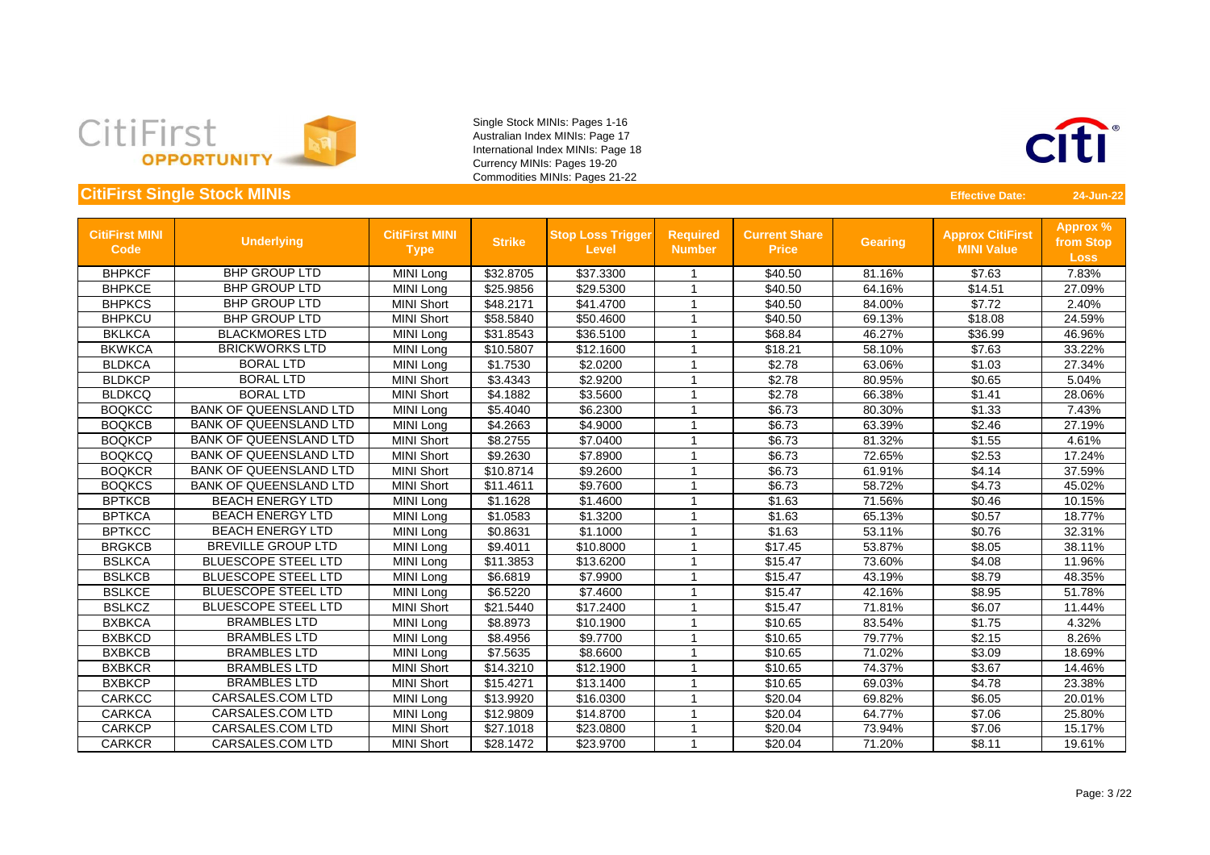Single Stock MINIs: Pages 1-16
Australian Index MINIs: Page 17
International Index MINIs: Page 18
Currency MINIs: Pages 19-20
Commodities MINIs: Pages 21-22

## CitiFirst Single Stock MINIs

**Effective Date:** 24-Jun-22

| CitiFirst MINI Code | Underlying | CitiFirst MINI Type | Strike | Stop Loss Trigger Level | Required Number | Current Share Price | Gearing | Approx CitiFirst MINI Value | Approx % from Stop Loss |
|---|---|---|---|---|---|---|---|---|---|
| BHPKCF | BHP GROUP LTD | MINI Long | $32.8705 | $37.3300 | 1 | $40.50 | 81.16% | $7.63 | 7.83% |
| BHPKCE | BHP GROUP LTD | MINI Long | $25.9856 | $29.5300 | 1 | $40.50 | 64.16% | $14.51 | 27.09% |
| BHPKCS | BHP GROUP LTD | MINI Short | $48.2171 | $41.4700 | 1 | $40.50 | 84.00% | $7.72 | 2.40% |
| BHPKCU | BHP GROUP LTD | MINI Short | $58.5840 | $50.4600 | 1 | $40.50 | 69.13% | $18.08 | 24.59% |
| BKLKCA | BLACKMORES LTD | MINI Long | $31.8543 | $36.5100 | 1 | $68.84 | 46.27% | $36.99 | 46.96% |
| BKWKCA | BRICKWORKS LTD | MINI Long | $10.5807 | $12.1600 | 1 | $18.21 | 58.10% | $7.63 | 33.22% |
| BLDKCA | BORAL LTD | MINI Long | $1.7530 | $2.0200 | 1 | $2.78 | 63.06% | $1.03 | 27.34% |
| BLDKCP | BORAL LTD | MINI Short | $3.4343 | $2.9200 | 1 | $2.78 | 80.95% | $0.65 | 5.04% |
| BLDKCQ | BORAL LTD | MINI Short | $4.1882 | $3.5600 | 1 | $2.78 | 66.38% | $1.41 | 28.06% |
| BOQKCC | BANK OF QUEENSLAND LTD | MINI Long | $5.4040 | $6.2300 | 1 | $6.73 | 80.30% | $1.33 | 7.43% |
| BOQKCB | BANK OF QUEENSLAND LTD | MINI Long | $4.2663 | $4.9000 | 1 | $6.73 | 63.39% | $2.46 | 27.19% |
| BOQKCP | BANK OF QUEENSLAND LTD | MINI Short | $8.2755 | $7.0400 | 1 | $6.73 | 81.32% | $1.55 | 4.61% |
| BOQKCQ | BANK OF QUEENSLAND LTD | MINI Short | $9.2630 | $7.8900 | 1 | $6.73 | 72.65% | $2.53 | 17.24% |
| BOQKCR | BANK OF QUEENSLAND LTD | MINI Short | $10.8714 | $9.2600 | 1 | $6.73 | 61.91% | $4.14 | 37.59% |
| BOQKCS | BANK OF QUEENSLAND LTD | MINI Short | $11.4611 | $9.7600 | 1 | $6.73 | 58.72% | $4.73 | 45.02% |
| BPTKCB | BEACH ENERGY LTD | MINI Long | $1.1628 | $1.4600 | 1 | $1.63 | 71.56% | $0.46 | 10.15% |
| BPTKCA | BEACH ENERGY LTD | MINI Long | $1.0583 | $1.3200 | 1 | $1.63 | 65.13% | $0.57 | 18.77% |
| BPTKCC | BEACH ENERGY LTD | MINI Long | $0.8631 | $1.1000 | 1 | $1.63 | 53.11% | $0.76 | 32.31% |
| BRGKCB | BREVILLE GROUP LTD | MINI Long | $9.4011 | $10.8000 | 1 | $17.45 | 53.87% | $8.05 | 38.11% |
| BSLKCA | BLUESCOPE STEEL LTD | MINI Long | $11.3853 | $13.6200 | 1 | $15.47 | 73.60% | $4.08 | 11.96% |
| BSLKCB | BLUESCOPE STEEL LTD | MINI Long | $6.6819 | $7.9900 | 1 | $15.47 | 43.19% | $8.79 | 48.35% |
| BSLKCE | BLUESCOPE STEEL LTD | MINI Long | $6.5220 | $7.4600 | 1 | $15.47 | 42.16% | $8.95 | 51.78% |
| BSLKCZ | BLUESCOPE STEEL LTD | MINI Short | $21.5440 | $17.2400 | 1 | $15.47 | 71.81% | $6.07 | 11.44% |
| BXBKCA | BRAMBLES LTD | MINI Long | $8.8973 | $10.1900 | 1 | $10.65 | 83.54% | $1.75 | 4.32% |
| BXBKCD | BRAMBLES LTD | MINI Long | $8.4956 | $9.7700 | 1 | $10.65 | 79.77% | $2.15 | 8.26% |
| BXBKCB | BRAMBLES LTD | MINI Long | $7.5635 | $8.6600 | 1 | $10.65 | 71.02% | $3.09 | 18.69% |
| BXBKCR | BRAMBLES LTD | MINI Short | $14.3210 | $12.1900 | 1 | $10.65 | 74.37% | $3.67 | 14.46% |
| BXBKCP | BRAMBLES LTD | MINI Short | $15.4271 | $13.1400 | 1 | $10.65 | 69.03% | $4.78 | 23.38% |
| CARKCC | CARSALES.COM LTD | MINI Long | $13.9920 | $16.0300 | 1 | $20.04 | 69.82% | $6.05 | 20.01% |
| CARKCA | CARSALES.COM LTD | MINI Long | $12.9809 | $14.8700 | 1 | $20.04 | 64.77% | $7.06 | 25.80% |
| CARKCP | CARSALES.COM LTD | MINI Short | $27.1018 | $23.0800 | 1 | $20.04 | 73.94% | $7.06 | 15.17% |
| CARKCR | CARSALES.COM LTD | MINI Short | $28.1472 | $23.9700 | 1 | $20.04 | 71.20% | $8.11 | 19.61% |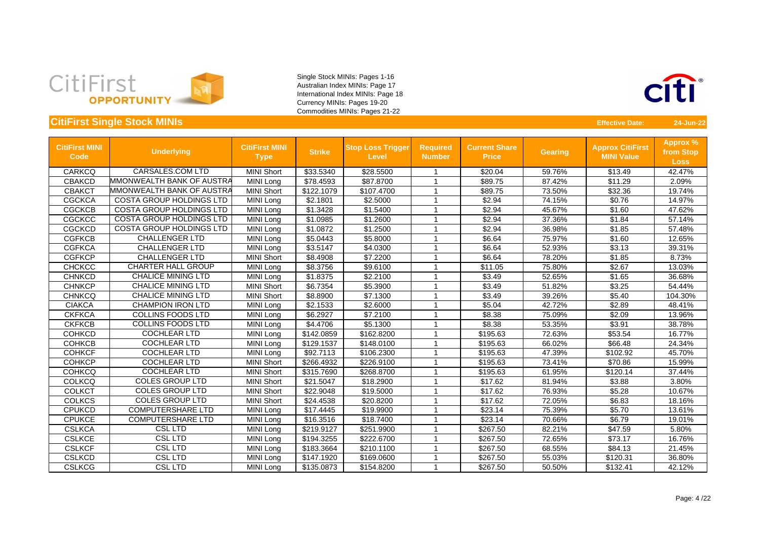CitiFirst OPPORTUNITY

Single Stock MINIs: Pages 1-16
Australian Index MINIs: Page 17
International Index MINIs: Page 18
Currency MINIs: Pages 19-20
Commodities MINIs: Pages 21-22

## CitiFirst Single Stock MINIs

**Effective Date:** 24-Jun-22

| CitiFirst MINI Code | Underlying | CitiFirst MINI Type | Strike | Stop Loss Trigger Level | Required Number | Current Share Price | Gearing | Approx CitiFirst MINI Value | Approx % from Stop Loss |
|---|---|---|---|---|---|---|---|---|---|
| CARKCQ | CARSALES.COM LTD | MINI Short | $33.5340 | $28.5500 | 1 | $20.04 | 59.76% | $13.49 | 42.47% |
| CBAKCD | MMONWEALTH BANK OF AUSTRA | MINI Long | $78.4593 | $87.8700 | 1 | $89.75 | 87.42% | $11.29 | 2.09% |
| CBAKCT | MMONWEALTH BANK OF AUSTRA | MINI Short | $122.1079 | $107.4700 | 1 | $89.75 | 73.50% | $32.36 | 19.74% |
| CGCKCA | COSTA GROUP HOLDINGS LTD | MINI Long | $2.1801 | $2.5000 | 1 | $2.94 | 74.15% | $0.76 | 14.97% |
| CGCKCB | COSTA GROUP HOLDINGS LTD | MINI Long | $1.3428 | $1.5400 | 1 | $2.94 | 45.67% | $1.60 | 47.62% |
| CGCKCC | COSTA GROUP HOLDINGS LTD | MINI Long | $1.0985 | $1.2600 | 1 | $2.94 | 37.36% | $1.84 | 57.14% |
| CGCKCD | COSTA GROUP HOLDINGS LTD | MINI Long | $1.0872 | $1.2500 | 1 | $2.94 | 36.98% | $1.85 | 57.48% |
| CGFKCB | CHALLENGER LTD | MINI Long | $5.0443 | $5.8000 | 1 | $6.64 | 75.97% | $1.60 | 12.65% |
| CGFKCA | CHALLENGER LTD | MINI Long | $3.5147 | $4.0300 | 1 | $6.64 | 52.93% | $3.13 | 39.31% |
| CGFKCP | CHALLENGER LTD | MINI Short | $8.4908 | $7.2200 | 1 | $6.64 | 78.20% | $1.85 | 8.73% |
| CHCKCC | CHARTER HALL GROUP | MINI Long | $8.3756 | $9.6100 | 1 | $11.05 | 75.80% | $2.67 | 13.03% |
| CHNKCD | CHALICE MINING LTD | MINI Long | $1.8375 | $2.2100 | 1 | $3.49 | 52.65% | $1.65 | 36.68% |
| CHNKCP | CHALICE MINING LTD | MINI Short | $6.7354 | $5.3900 | 1 | $3.49 | 51.82% | $3.25 | 54.44% |
| CHNKCQ | CHALICE MINING LTD | MINI Short | $8.8900 | $7.1300 | 1 | $3.49 | 39.26% | $5.40 | 104.30% |
| CIAKCA | CHAMPION IRON LTD | MINI Long | $2.1533 | $2.6000 | 1 | $5.04 | 42.72% | $2.89 | 48.41% |
| CKFKCA | COLLINS FOODS LTD | MINI Long | $6.2927 | $7.2100 | 1 | $8.38 | 75.09% | $2.09 | 13.96% |
| CKFKCB | COLLINS FOODS LTD | MINI Long | $4.4706 | $5.1300 | 1 | $8.38 | 53.35% | $3.91 | 38.78% |
| COHKCD | COCHLEAR LTD | MINI Long | $142.0859 | $162.8200 | 1 | $195.63 | 72.63% | $53.54 | 16.77% |
| COHKCB | COCHLEAR LTD | MINI Long | $129.1537 | $148.0100 | 1 | $195.63 | 66.02% | $66.48 | 24.34% |
| COHKCF | COCHLEAR LTD | MINI Long | $92.7113 | $106.2300 | 1 | $195.63 | 47.39% | $102.92 | 45.70% |
| COHKCP | COCHLEAR LTD | MINI Short | $266.4932 | $226.9100 | 1 | $195.63 | 73.41% | $70.86 | 15.99% |
| COHKCQ | COCHLEAR LTD | MINI Short | $315.7690 | $268.8700 | 1 | $195.63 | 61.95% | $120.14 | 37.44% |
| COLKCQ | COLES GROUP LTD | MINI Short | $21.5047 | $18.2900 | 1 | $17.62 | 81.94% | $3.88 | 3.80% |
| COLKCT | COLES GROUP LTD | MINI Short | $22.9048 | $19.5000 | 1 | $17.62 | 76.93% | $5.28 | 10.67% |
| COLKCS | COLES GROUP LTD | MINI Short | $24.4538 | $20.8200 | 1 | $17.62 | 72.05% | $6.83 | 18.16% |
| CPUKCD | COMPUTERSHARE LTD | MINI Long | $17.4445 | $19.9900 | 1 | $23.14 | 75.39% | $5.70 | 13.61% |
| CPUKCE | COMPUTERSHARE LTD | MINI Long | $16.3516 | $18.7400 | 1 | $23.14 | 70.66% | $6.79 | 19.01% |
| CSLKCA | CSL LTD | MINI Long | $219.9127 | $251.9900 | 1 | $267.50 | 82.21% | $47.59 | 5.80% |
| CSLKCE | CSL LTD | MINI Long | $194.3255 | $222.6700 | 1 | $267.50 | 72.65% | $73.17 | 16.76% |
| CSLKCF | CSL LTD | MINI Long | $183.3664 | $210.1100 | 1 | $267.50 | 68.55% | $84.13 | 21.45% |
| CSLKCD | CSL LTD | MINI Long | $147.1920 | $169.0600 | 1 | $267.50 | 55.03% | $120.31 | 36.80% |
| CSLKCG | CSL LTD | MINI Long | $135.0873 | $154.8200 | 1 | $267.50 | 50.50% | $132.41 | 42.12% |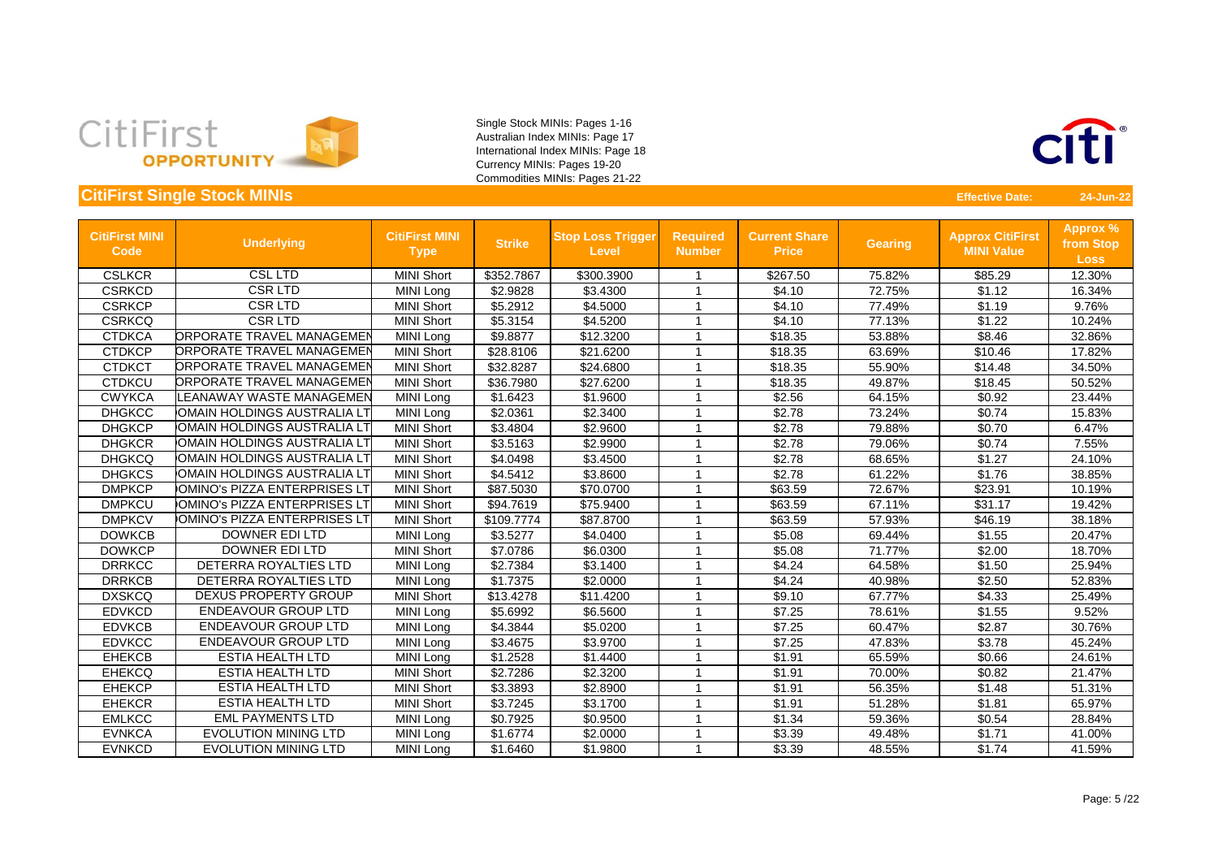Single Stock MINIs: Pages 1-16
Australian Index MINIs: Page 17
International Index MINIs: Page 18
Currency MINIs: Pages 19-20
Commodities MINIs: Pages 21-22

## CitiFirst Single Stock MINIs

**Effective Date: 24-Jun-22**

| CitiFirst MINI Code | Underlying | CitiFirst MINI Type | Strike | Stop Loss Trigger Level | Required Number | Current Share Price | Gearing | Approx CitiFirst MINI Value | Approx % from Stop Loss |
|---|---|---|---|---|---|---|---|---|---|
| CSLKCR | CSL LTD | MINI Short | $352.7867 | $300.3900 | 1 | $267.50 | 75.82% | $85.29 | 12.30% |
| CSRKCD | CSR LTD | MINI Long | $2.9828 | $3.4300 | 1 | $4.10 | 72.75% | $1.12 | 16.34% |
| CSRKCP | CSR LTD | MINI Short | $5.2912 | $4.5000 | 1 | $4.10 | 77.49% | $1.19 | 9.76% |
| CSRKCQ | CSR LTD | MINI Short | $5.3154 | $4.5200 | 1 | $4.10 | 77.13% | $1.22 | 10.24% |
| CTDKCA | ORPORATE TRAVEL MANAGEMEN | MINI Long | $9.8877 | $12.3200 | 1 | $18.35 | 53.88% | $8.46 | 32.86% |
| CTDKCP | ORPORATE TRAVEL MANAGEMEN | MINI Short | $28.8106 | $21.6200 | 1 | $18.35 | 63.69% | $10.46 | 17.82% |
| CTDKCT | ORPORATE TRAVEL MANAGEMEN | MINI Short | $32.8287 | $24.6800 | 1 | $18.35 | 55.90% | $14.48 | 34.50% |
| CTDKCU | ORPORATE TRAVEL MANAGEMEN | MINI Short | $36.7980 | $27.6200 | 1 | $18.35 | 49.87% | $18.45 | 50.52% |
| CWYKCA | LEANAWAY WASTE MANAGEMEN | MINI Long | $1.6423 | $1.9600 | 1 | $2.56 | 64.15% | $0.92 | 23.44% |
| DHGKCC | OMAIN HOLDINGS AUSTRALIA LT | MINI Long | $2.0361 | $2.3400 | 1 | $2.78 | 73.24% | $0.74 | 15.83% |
| DHGKCP | OMAIN HOLDINGS AUSTRALIA LT | MINI Short | $3.4804 | $2.9600 | 1 | $2.78 | 79.88% | $0.70 | 6.47% |
| DHGKCR | OMAIN HOLDINGS AUSTRALIA LT | MINI Short | $3.5163 | $2.9900 | 1 | $2.78 | 79.06% | $0.74 | 7.55% |
| DHGKCQ | OMAIN HOLDINGS AUSTRALIA LT | MINI Short | $4.0498 | $3.4500 | 1 | $2.78 | 68.65% | $1.27 | 24.10% |
| DHGKCS | OMAIN HOLDINGS AUSTRALIA LT | MINI Short | $4.5412 | $3.8600 | 1 | $2.78 | 61.22% | $1.76 | 38.85% |
| DMPKCP | OMINO's PIZZA ENTERPRISES LT | MINI Short | $87.5030 | $70.0700 | 1 | $63.59 | 72.67% | $23.91 | 10.19% |
| DMPKCU | OMINO's PIZZA ENTERPRISES LT | MINI Short | $94.7619 | $75.9400 | 1 | $63.59 | 67.11% | $31.17 | 19.42% |
| DMPKCV | OMINO's PIZZA ENTERPRISES LT | MINI Short | $109.7774 | $87.8700 | 1 | $63.59 | 57.93% | $46.19 | 38.18% |
| DOWKCB | DOWNER EDI LTD | MINI Long | $3.5277 | $4.0400 | 1 | $5.08 | 69.44% | $1.55 | 20.47% |
| DOWKCP | DOWNER EDI LTD | MINI Short | $7.0786 | $6.0300 | 1 | $5.08 | 71.77% | $2.00 | 18.70% |
| DRRKCC | DETERRA ROYALTIES LTD | MINI Long | $2.7384 | $3.1400 | 1 | $4.24 | 64.58% | $1.50 | 25.94% |
| DRRKCB | DETERRA ROYALTIES LTD | MINI Long | $1.7375 | $2.0000 | 1 | $4.24 | 40.98% | $2.50 | 52.83% |
| DXSKCQ | DEXUS PROPERTY GROUP | MINI Short | $13.4278 | $11.4200 | 1 | $9.10 | 67.77% | $4.33 | 25.49% |
| EDVKCD | ENDEAVOUR GROUP LTD | MINI Long | $5.6992 | $6.5600 | 1 | $7.25 | 78.61% | $1.55 | 9.52% |
| EDVKCB | ENDEAVOUR GROUP LTD | MINI Long | $4.3844 | $5.0200 | 1 | $7.25 | 60.47% | $2.87 | 30.76% |
| EDVKCC | ENDEAVOUR GROUP LTD | MINI Long | $3.4675 | $3.9700 | 1 | $7.25 | 47.83% | $3.78 | 45.24% |
| EHEKCB | ESTIA HEALTH LTD | MINI Long | $1.2528 | $1.4400 | 1 | $1.91 | 65.59% | $0.66 | 24.61% |
| EHEKCQ | ESTIA HEALTH LTD | MINI Short | $2.7286 | $2.3200 | 1 | $1.91 | 70.00% | $0.82 | 21.47% |
| EHEKCP | ESTIA HEALTH LTD | MINI Short | $3.3893 | $2.8900 | 1 | $1.91 | 56.35% | $1.48 | 51.31% |
| EHEKCR | ESTIA HEALTH LTD | MINI Short | $3.7245 | $3.1700 | 1 | $1.91 | 51.28% | $1.81 | 65.97% |
| EMLKCC | EML PAYMENTS LTD | MINI Long | $0.7925 | $0.9500 | 1 | $1.34 | 59.36% | $0.54 | 28.84% |
| EVNKCA | EVOLUTION MINING LTD | MINI Long | $1.6774 | $2.0000 | 1 | $3.39 | 49.48% | $1.71 | 41.00% |
| EVNKCD | EVOLUTION MINING LTD | MINI Long | $1.6460 | $1.9800 | 1 | $3.39 | 48.55% | $1.74 | 41.59% |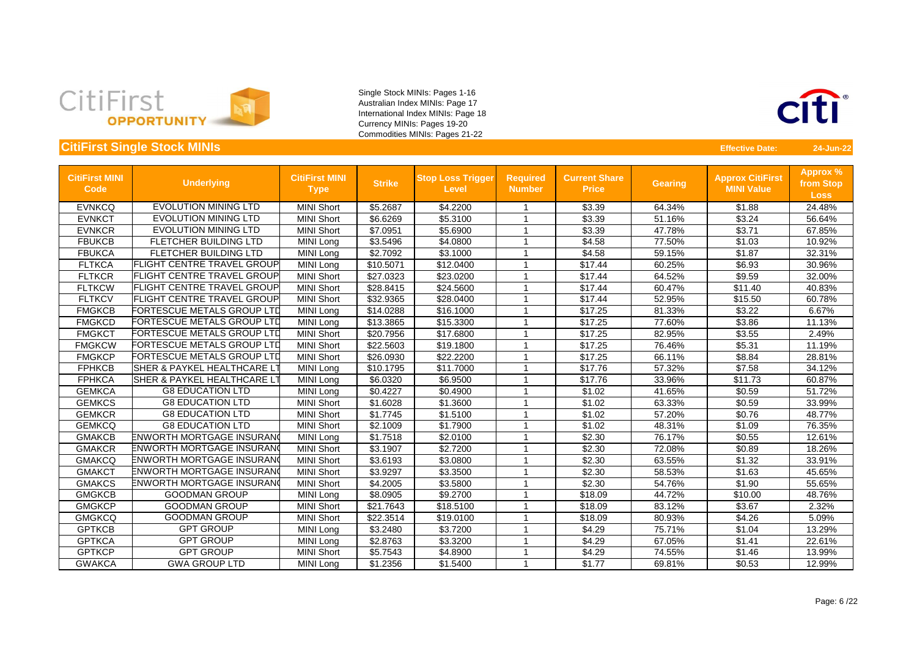Single Stock MINIs: Pages 1-16
Australian Index MINIs: Page 17
International Index MINIs: Page 18
Currency MINIs: Pages 19-20
Commodities MINIs: Pages 21-22

## CitiFirst Single Stock MINIs

**Effective Date:** 24-Jun-22

| CitiFirst MINI Code | Underlying | CitiFirst MINI Type | Strike | Stop Loss Trigger Level | Required Number | Current Share Price | Gearing | Approx CitiFirst MINI Value | Approx % from Stop Loss |
|---|---|---|---|---|---|---|---|---|---|
| EVNKCQ | EVOLUTION MINING LTD | MINI Short | $5.2687 | $4.2200 | 1 | $3.39 | 64.34% | $1.88 | 24.48% |
| EVNKCT | EVOLUTION MINING LTD | MINI Short | $6.6269 | $5.3100 | 1 | $3.39 | 51.16% | $3.24 | 56.64% |
| EVNKCR | EVOLUTION MINING LTD | MINI Short | $7.0951 | $5.6900 | 1 | $3.39 | 47.78% | $3.71 | 67.85% |
| FBUKCB | FLETCHER BUILDING LTD | MINI Long | $3.5496 | $4.0800 | 1 | $4.58 | 77.50% | $1.03 | 10.92% |
| FBUKCA | FLETCHER BUILDING LTD | MINI Long | $2.7092 | $3.1000 | 1 | $4.58 | 59.15% | $1.87 | 32.31% |
| FLTKCA | FLIGHT CENTRE TRAVEL GROUP | MINI Long | $10.5071 | $12.0400 | 1 | $17.44 | 60.25% | $6.93 | 30.96% |
| FLTKCR | FLIGHT CENTRE TRAVEL GROUP | MINI Short | $27.0323 | $23.0200 | 1 | $17.44 | 64.52% | $9.59 | 32.00% |
| FLTKCW | FLIGHT CENTRE TRAVEL GROUP | MINI Short | $28.8415 | $24.5600 | 1 | $17.44 | 60.47% | $11.40 | 40.83% |
| FLTKCV | FLIGHT CENTRE TRAVEL GROUP | MINI Short | $32.9365 | $28.0400 | 1 | $17.44 | 52.95% | $15.50 | 60.78% |
| FMGKCB | FORTESCUE METALS GROUP LTD | MINI Long | $14.0288 | $16.1000 | 1 | $17.25 | 81.33% | $3.22 | 6.67% |
| FMGKCD | FORTESCUE METALS GROUP LTD | MINI Long | $13.3865 | $15.3300 | 1 | $17.25 | 77.60% | $3.86 | 11.13% |
| FMGKCT | FORTESCUE METALS GROUP LTD | MINI Short | $20.7956 | $17.6800 | 1 | $17.25 | 82.95% | $3.55 | 2.49% |
| FMGKCW | FORTESCUE METALS GROUP LTD | MINI Short | $22.5603 | $19.1800 | 1 | $17.25 | 76.46% | $5.31 | 11.19% |
| FMGKCP | FORTESCUE METALS GROUP LTD | MINI Short | $26.0930 | $22.2200 | 1 | $17.25 | 66.11% | $8.84 | 28.81% |
| FPHKCB | SHER & PAYKEL HEALTHCARE LT | MINI Long | $10.1795 | $11.7000 | 1 | $17.76 | 57.32% | $7.58 | 34.12% |
| FPHKCA | SHER & PAYKEL HEALTHCARE LT | MINI Long | $6.0320 | $6.9500 | 1 | $17.76 | 33.96% | $11.73 | 60.87% |
| GEMKCA | G8 EDUCATION LTD | MINI Long | $0.4227 | $0.4900 | 1 | $1.02 | 41.65% | $0.59 | 51.72% |
| GEMKCS | G8 EDUCATION LTD | MINI Short | $1.6028 | $1.3600 | 1 | $1.02 | 63.33% | $0.59 | 33.99% |
| GEMKCR | G8 EDUCATION LTD | MINI Short | $1.7745 | $1.5100 | 1 | $1.02 | 57.20% | $0.76 | 48.77% |
| GEMKCQ | G8 EDUCATION LTD | MINI Short | $2.1009 | $1.7900 | 1 | $1.02 | 48.31% | $1.09 | 76.35% |
| GMAKCB | ENWORTH MORTGAGE INSURAN | MINI Long | $1.7518 | $2.0100 | 1 | $2.30 | 76.17% | $0.55 | 12.61% |
| GMAKCR | ENWORTH MORTGAGE INSURAN | MINI Short | $3.1907 | $2.7200 | 1 | $2.30 | 72.08% | $0.89 | 18.26% |
| GMAKCQ | ENWORTH MORTGAGE INSURAN | MINI Short | $3.6193 | $3.0800 | 1 | $2.30 | 63.55% | $1.32 | 33.91% |
| GMAKCT | ENWORTH MORTGAGE INSURAN | MINI Short | $3.9297 | $3.3500 | 1 | $2.30 | 58.53% | $1.63 | 45.65% |
| GMAKCS | ENWORTH MORTGAGE INSURAN | MINI Short | $4.2005 | $3.5800 | 1 | $2.30 | 54.76% | $1.90 | 55.65% |
| GMGKCB | GOODMAN GROUP | MINI Long | $8.0905 | $9.2700 | 1 | $18.09 | 44.72% | $10.00 | 48.76% |
| GMGKCP | GOODMAN GROUP | MINI Short | $21.7643 | $18.5100 | 1 | $18.09 | 83.12% | $3.67 | 2.32% |
| GMGKCQ | GOODMAN GROUP | MINI Short | $22.3514 | $19.0100 | 1 | $18.09 | 80.93% | $4.26 | 5.09% |
| GPTKCB | GPT GROUP | MINI Long | $3.2480 | $3.7200 | 1 | $4.29 | 75.71% | $1.04 | 13.29% |
| GPTKCA | GPT GROUP | MINI Long | $2.8763 | $3.3200 | 1 | $4.29 | 67.05% | $1.41 | 22.61% |
| GPTKCP | GPT GROUP | MINI Short | $5.7543 | $4.8900 | 1 | $4.29 | 74.55% | $1.46 | 13.99% |
| GWAKCA | GWA GROUP LTD | MINI Long | $1.2356 | $1.5400 | 1 | $1.77 | 69.81% | $0.53 | 12.99% |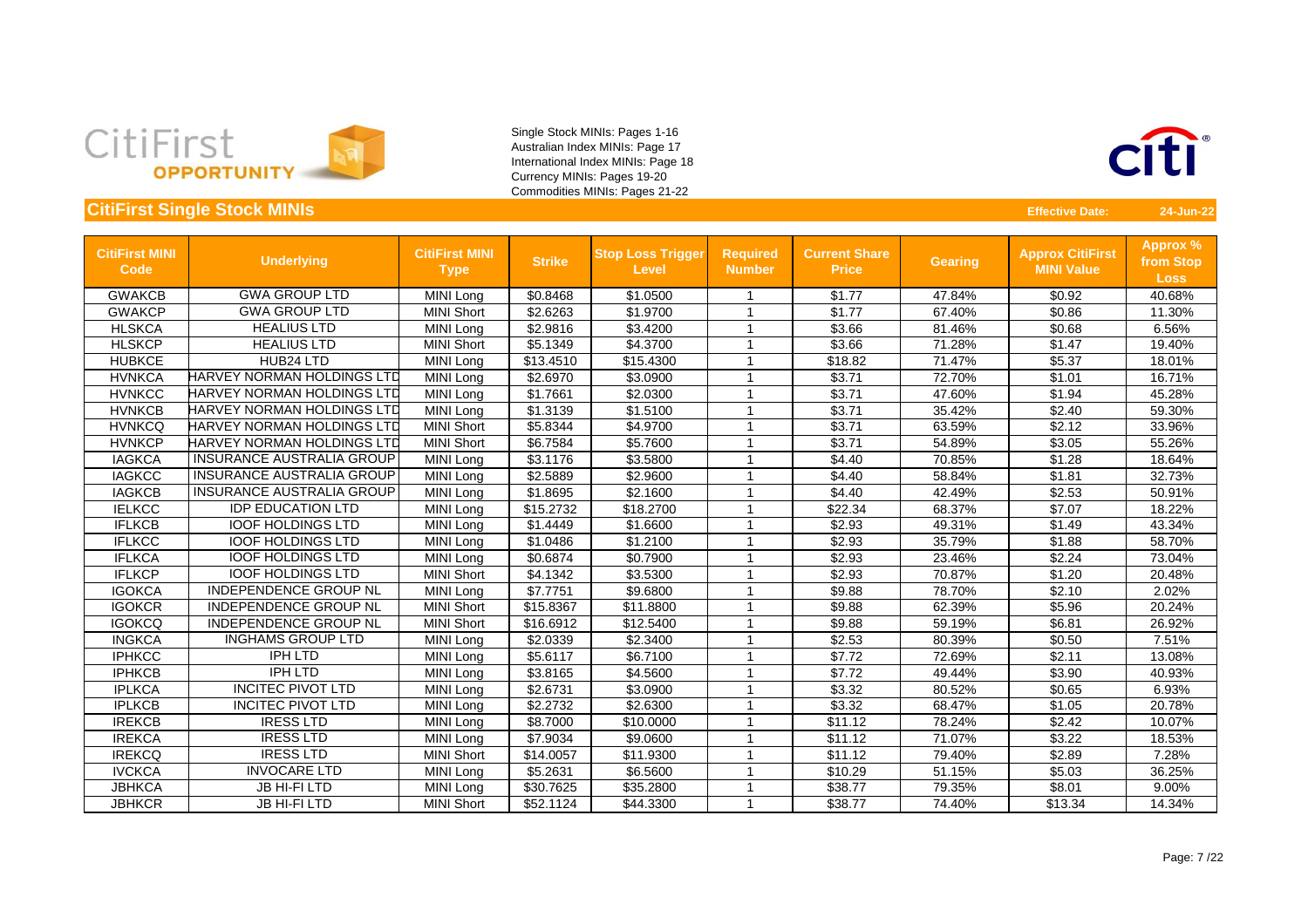Single Stock MINIs: Pages 1-16
Australian Index MINIs: Page 17
International Index MINIs: Page 18
Currency MINIs: Pages 19-20
Commodities MINIs: Pages 21-22

## CitiFirst Single Stock MINIs

**Effective Date:** **24-Jun-22**

| CitiFirst MINI Code | Underlying | CitiFirst MINI Type | Strike | Stop Loss Trigger Level | Required Number | Current Share Price | Gearing | Approx CitiFirst MINI Value | Approx % from Stop Loss |
|---|---|---|---|---|---|---|---|---|---|
| GWAKCB | GWA GROUP LTD | MINI Long | $0.8468 | $1.0500 | 1 | $1.77 | 47.84% | $0.92 | 40.68% |
| GWAKCP | GWA GROUP LTD | MINI Short | $2.6263 | $1.9700 | 1 | $1.77 | 67.40% | $0.86 | 11.30% |
| HLSKCA | HEALIUS LTD | MINI Long | $2.9816 | $3.4200 | 1 | $3.66 | 81.46% | $0.68 | 6.56% |
| HLSKCP | HEALIUS LTD | MINI Short | $5.1349 | $4.3700 | 1 | $3.66 | 71.28% | $1.47 | 19.40% |
| HUBKCE | HUB24 LTD | MINI Long | $13.4510 | $15.4300 | 1 | $18.82 | 71.47% | $5.37 | 18.01% |
| HVNKCA | HARVEY NORMAN HOLDINGS LTD | MINI Long | $2.6970 | $3.0900 | 1 | $3.71 | 72.70% | $1.01 | 16.71% |
| HVNKCC | HARVEY NORMAN HOLDINGS LTD | MINI Long | $1.7661 | $2.0300 | 1 | $3.71 | 47.60% | $1.94 | 45.28% |
| HVNKCB | HARVEY NORMAN HOLDINGS LTD | MINI Long | $1.3139 | $1.5100 | 1 | $3.71 | 35.42% | $2.40 | 59.30% |
| HVNKCQ | HARVEY NORMAN HOLDINGS LTD | MINI Short | $5.8344 | $4.9700 | 1 | $3.71 | 63.59% | $2.12 | 33.96% |
| HVNKCP | HARVEY NORMAN HOLDINGS LTD | MINI Short | $6.7584 | $5.7600 | 1 | $3.71 | 54.89% | $3.05 | 55.26% |
| IAGKCA | INSURANCE AUSTRALIA GROUP | MINI Long | $3.1176 | $3.5800 | 1 | $4.40 | 70.85% | $1.28 | 18.64% |
| IAGKCC | INSURANCE AUSTRALIA GROUP | MINI Long | $2.5889 | $2.9600 | 1 | $4.40 | 58.84% | $1.81 | 32.73% |
| IAGKCB | INSURANCE AUSTRALIA GROUP | MINI Long | $1.8695 | $2.1600 | 1 | $4.40 | 42.49% | $2.53 | 50.91% |
| IELKCC | IDP EDUCATION LTD | MINI Long | $15.2732 | $18.2700 | 1 | $22.34 | 68.37% | $7.07 | 18.22% |
| IFLKCB | IOOF HOLDINGS LTD | MINI Long | $1.4449 | $1.6600 | 1 | $2.93 | 49.31% | $1.49 | 43.34% |
| IFLKCC | IOOF HOLDINGS LTD | MINI Long | $1.0486 | $1.2100 | 1 | $2.93 | 35.79% | $1.88 | 58.70% |
| IFLKCA | IOOF HOLDINGS LTD | MINI Long | $0.6874 | $0.7900 | 1 | $2.93 | 23.46% | $2.24 | 73.04% |
| IFLKCP | IOOF HOLDINGS LTD | MINI Short | $4.1342 | $3.5300 | 1 | $2.93 | 70.87% | $1.20 | 20.48% |
| IGOKCA | INDEPENDENCE GROUP NL | MINI Long | $7.7751 | $9.6800 | 1 | $9.88 | 78.70% | $2.10 | 2.02% |
| IGOKCR | INDEPENDENCE GROUP NL | MINI Short | $15.8367 | $11.8800 | 1 | $9.88 | 62.39% | $5.96 | 20.24% |
| IGOKCQ | INDEPENDENCE GROUP NL | MINI Short | $16.6912 | $12.5400 | 1 | $9.88 | 59.19% | $6.81 | 26.92% |
| INGKCA | INGHAMS GROUP LTD | MINI Long | $2.0339 | $2.3400 | 1 | $2.53 | 80.39% | $0.50 | 7.51% |
| IPHKCC | IPH LTD | MINI Long | $5.6117 | $6.7100 | 1 | $7.72 | 72.69% | $2.11 | 13.08% |
| IPHKCB | IPH LTD | MINI Long | $3.8165 | $4.5600 | 1 | $7.72 | 49.44% | $3.90 | 40.93% |
| IPLKCA | INCITEC PIVOT LTD | MINI Long | $2.6731 | $3.0900 | 1 | $3.32 | 80.52% | $0.65 | 6.93% |
| IPLKCB | INCITEC PIVOT LTD | MINI Long | $2.2732 | $2.6300 | 1 | $3.32 | 68.47% | $1.05 | 20.78% |
| IREKCB | IRESS LTD | MINI Long | $8.7000 | $10.0000 | 1 | $11.12 | 78.24% | $2.42 | 10.07% |
| IREKCA | IRESS LTD | MINI Long | $7.9034 | $9.0600 | 1 | $11.12 | 71.07% | $3.22 | 18.53% |
| IREKCQ | IRESS LTD | MINI Short | $14.0057 | $11.9300 | 1 | $11.12 | 79.40% | $2.89 | 7.28% |
| IVCKCA | INVOCARE LTD | MINI Long | $5.2631 | $6.5600 | 1 | $10.29 | 51.15% | $5.03 | 36.25% |
| JBHKCA | JB HI-FI LTD | MINI Long | $30.7625 | $35.2800 | 1 | $38.77 | 79.35% | $8.01 | 9.00% |
| JBHKCR | JB HI-FI LTD | MINI Short | $52.1124 | $44.3300 | 1 | $38.77 | 74.40% | $13.34 | 14.34% |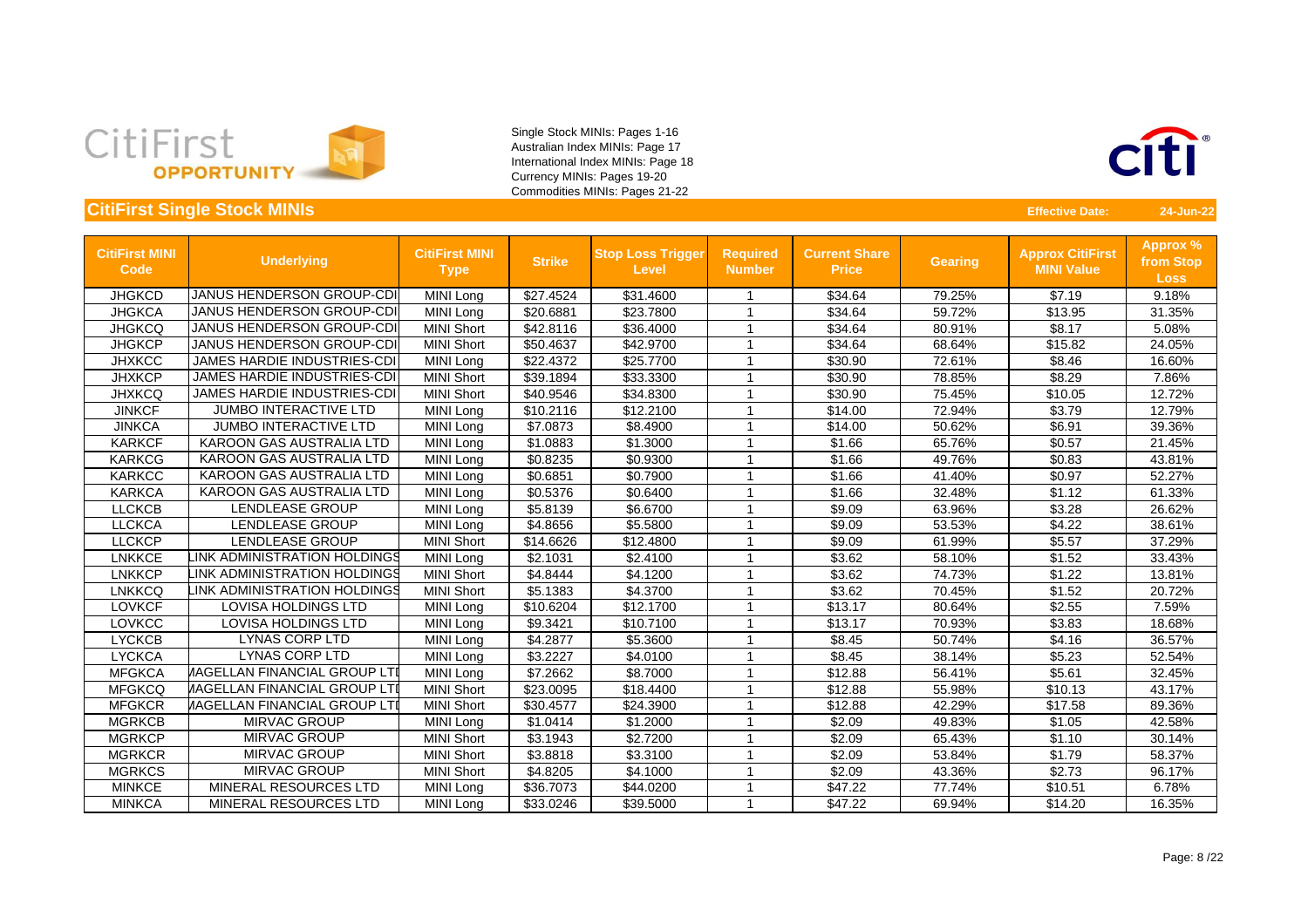Single Stock MINIs: Pages 1-16
Australian Index MINIs: Page 17
International Index MINIs: Page 18
Currency MINIs: Pages 19-20
Commodities MINIs: Pages 21-22

## CitiFirst Single Stock MINIs

**Effective Date:** **24-Jun-22**

| CitiFirst MINI Code | Underlying | CitiFirst MINI Type | Strike | Stop Loss Trigger Level | Required Number | Current Share Price | Gearing | Approx CitiFirst MINI Value | Approx % from Stop Loss |
|---|---|---|---|---|---|---|---|---|---|
| JHGKCD | JANUS HENDERSON GROUP-CDI | MINI Long | $27.4524 | $31.4600 | 1 | $34.64 | 79.25% | $7.19 | 9.18% |
| JHGKCA | JANUS HENDERSON GROUP-CDI | MINI Long | $20.6881 | $23.7800 | 1 | $34.64 | 59.72% | $13.95 | 31.35% |
| JHGKCQ | JANUS HENDERSON GROUP-CDI | MINI Short | $42.8116 | $36.4000 | 1 | $34.64 | 80.91% | $8.17 | 5.08% |
| JHGKCP | JANUS HENDERSON GROUP-CDI | MINI Short | $50.4637 | $42.9700 | 1 | $34.64 | 68.64% | $15.82 | 24.05% |
| JHXKCC | JAMES HARDIE INDUSTRIES-CDI | MINI Long | $22.4372 | $25.7700 | 1 | $30.90 | 72.61% | $8.46 | 16.60% |
| JHXKCP | JAMES HARDIE INDUSTRIES-CDI | MINI Short | $39.1894 | $33.3300 | 1 | $30.90 | 78.85% | $8.29 | 7.86% |
| JHXKCQ | JAMES HARDIE INDUSTRIES-CDI | MINI Short | $40.9546 | $34.8300 | 1 | $30.90 | 75.45% | $10.05 | 12.72% |
| JINKCF | JUMBO INTERACTIVE LTD | MINI Long | $10.2116 | $12.2100 | 1 | $14.00 | 72.94% | $3.79 | 12.79% |
| JINKCA | JUMBO INTERACTIVE LTD | MINI Long | $7.0873 | $8.4900 | 1 | $14.00 | 50.62% | $6.91 | 39.36% |
| KARKCF | KAROON GAS AUSTRALIA LTD | MINI Long | $1.0883 | $1.3000 | 1 | $1.66 | 65.76% | $0.57 | 21.45% |
| KARKCG | KAROON GAS AUSTRALIA LTD | MINI Long | $0.8235 | $0.9300 | 1 | $1.66 | 49.76% | $0.83 | 43.81% |
| KARKCC | KAROON GAS AUSTRALIA LTD | MINI Long | $0.6851 | $0.7900 | 1 | $1.66 | 41.40% | $0.97 | 52.27% |
| KARKCA | KAROON GAS AUSTRALIA LTD | MINI Long | $0.5376 | $0.6400 | 1 | $1.66 | 32.48% | $1.12 | 61.33% |
| LLCKCB | LENDLEASE GROUP | MINI Long | $5.8139 | $6.6700 | 1 | $9.09 | 63.96% | $3.28 | 26.62% |
| LLCKCA | LENDLEASE GROUP | MINI Long | $4.8656 | $5.5800 | 1 | $9.09 | 53.53% | $4.22 | 38.61% |
| LLCKCP | LENDLEASE GROUP | MINI Short | $14.6626 | $12.4800 | 1 | $9.09 | 61.99% | $5.57 | 37.29% |
| LNKKCE | LINK ADMINISTRATION HOLDINGS | MINI Long | $2.1031 | $2.4100 | 1 | $3.62 | 58.10% | $1.52 | 33.43% |
| LNKKCP | LINK ADMINISTRATION HOLDINGS | MINI Short | $4.8444 | $4.1200 | 1 | $3.62 | 74.73% | $1.22 | 13.81% |
| LNKKCQ | LINK ADMINISTRATION HOLDINGS | MINI Short | $5.1383 | $4.3700 | 1 | $3.62 | 70.45% | $1.52 | 20.72% |
| LOVKCF | LOVISA HOLDINGS LTD | MINI Long | $10.6204 | $12.1700 | 1 | $13.17 | 80.64% | $2.55 | 7.59% |
| LOVKCC | LOVISA HOLDINGS LTD | MINI Long | $9.3421 | $10.7100 | 1 | $13.17 | 70.93% | $3.83 | 18.68% |
| LYCKCB | LYNAS CORP LTD | MINI Long | $4.2877 | $5.3600 | 1 | $8.45 | 50.74% | $4.16 | 36.57% |
| LYCKCA | LYNAS CORP LTD | MINI Long | $3.2227 | $4.0100 | 1 | $8.45 | 38.14% | $5.23 | 52.54% |
| MFGKCA | MAGELLAN FINANCIAL GROUP LTD | MINI Long | $7.2662 | $8.7000 | 1 | $12.88 | 56.41% | $5.61 | 32.45% |
| MFGKCQ | MAGELLAN FINANCIAL GROUP LTD | MINI Short | $23.0095 | $18.4400 | 1 | $12.88 | 55.98% | $10.13 | 43.17% |
| MFGKCR | MAGELLAN FINANCIAL GROUP LTD | MINI Short | $30.4577 | $24.3900 | 1 | $12.88 | 42.29% | $17.58 | 89.36% |
| MGRKCB | MIRVAC GROUP | MINI Long | $1.0414 | $1.2000 | 1 | $2.09 | 49.83% | $1.05 | 42.58% |
| MGRKCP | MIRVAC GROUP | MINI Short | $3.1943 | $2.7200 | 1 | $2.09 | 65.43% | $1.10 | 30.14% |
| MGRKCR | MIRVAC GROUP | MINI Short | $3.8818 | $3.3100 | 1 | $2.09 | 53.84% | $1.79 | 58.37% |
| MGRKCS | MIRVAC GROUP | MINI Short | $4.8205 | $4.1000 | 1 | $2.09 | 43.36% | $2.73 | 96.17% |
| MINKCE | MINERAL RESOURCES LTD | MINI Long | $36.7073 | $44.0200 | 1 | $47.22 | 77.74% | $10.51 | 6.78% |
| MINKCA | MINERAL RESOURCES LTD | MINI Long | $33.0246 | $39.5000 | 1 | $47.22 | 69.94% | $14.20 | 16.35% |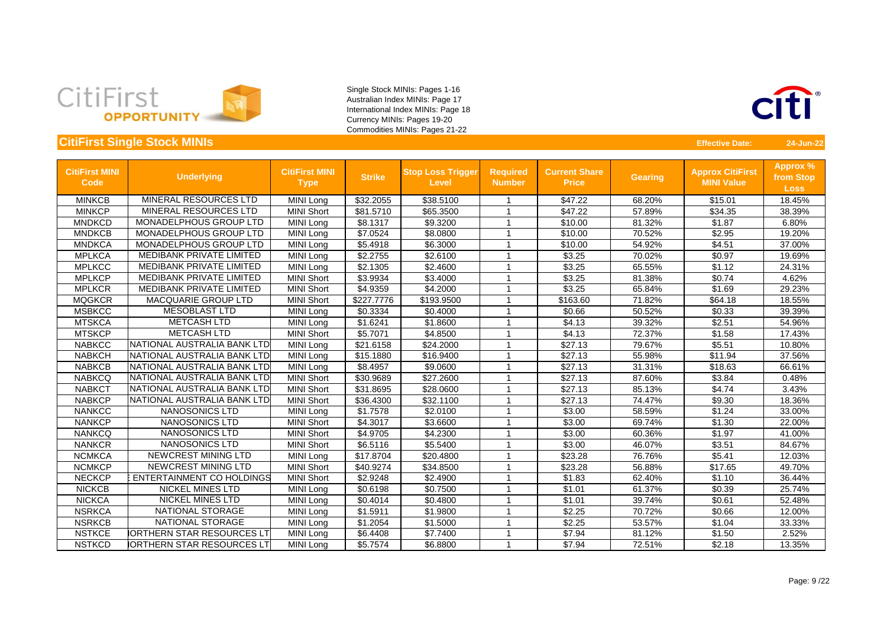Single Stock MINIs: Pages 1-16
Australian Index MINIs: Page 17
International Index MINIs: Page 18
Currency MINIs: Pages 19-20
Commodities MINIs: Pages 21-22

## CitiFirst Single Stock MINIs

**Effective Date:** 24-Jun-22

| CitiFirst MINI Code | Underlying | CitiFirst MINI Type | Strike | Stop Loss Trigger Level | Required Number | Current Share Price | Gearing | Approx CitiFirst MINI Value | Approx % from Stop Loss |
|---|---|---|---|---|---|---|---|---|---|
| MINKCB | MINERAL RESOURCES LTD | MINI Long | $32.2055 | $38.5100 | 1 | $47.22 | 68.20% | $15.01 | 18.45% |
| MINKCP | MINERAL RESOURCES LTD | MINI Short | $81.5710 | $65.3500 | 1 | $47.22 | 57.89% | $34.35 | 38.39% |
| MNDKCD | MONADELPHOUS GROUP LTD | MINI Long | $8.1317 | $9.3200 | 1 | $10.00 | 81.32% | $1.87 | 6.80% |
| MNDKCB | MONADELPHOUS GROUP LTD | MINI Long | $7.0524 | $8.0800 | 1 | $10.00 | 70.52% | $2.95 | 19.20% |
| MNDKCA | MONADELPHOUS GROUP LTD | MINI Long | $5.4918 | $6.3000 | 1 | $10.00 | 54.92% | $4.51 | 37.00% |
| MPLKCA | MEDIBANK PRIVATE LIMITED | MINI Long | $2.2755 | $2.6100 | 1 | $3.25 | 70.02% | $0.97 | 19.69% |
| MPLKCC | MEDIBANK PRIVATE LIMITED | MINI Long | $2.1305 | $2.4600 | 1 | $3.25 | 65.55% | $1.12 | 24.31% |
| MPLKCP | MEDIBANK PRIVATE LIMITED | MINI Short | $3.9934 | $3.4000 | 1 | $3.25 | 81.38% | $0.74 | 4.62% |
| MPLKCR | MEDIBANK PRIVATE LIMITED | MINI Short | $4.9359 | $4.2000 | 1 | $3.25 | 65.84% | $1.69 | 29.23% |
| MQGKCR | MACQUARIE GROUP LTD | MINI Short | $227.7776 | $193.9500 | 1 | $163.60 | 71.82% | $64.18 | 18.55% |
| MSBKCC | MESOBLAST LTD | MINI Long | $0.3334 | $0.4000 | 1 | $0.66 | 50.52% | $0.33 | 39.39% |
| MTSKCA | METCASH LTD | MINI Long | $1.6241 | $1.8600 | 1 | $4.13 | 39.32% | $2.51 | 54.96% |
| MTSKCP | METCASH LTD | MINI Short | $5.7071 | $4.8500 | 1 | $4.13 | 72.37% | $1.58 | 17.43% |
| NABKCC | NATIONAL AUSTRALIA BANK LTD | MINI Long | $21.6158 | $24.2000 | 1 | $27.13 | 79.67% | $5.51 | 10.80% |
| NABKCH | NATIONAL AUSTRALIA BANK LTD | MINI Long | $15.1880 | $16.9400 | 1 | $27.13 | 55.98% | $11.94 | 37.56% |
| NABKCB | NATIONAL AUSTRALIA BANK LTD | MINI Long | $8.4957 | $9.0600 | 1 | $27.13 | 31.31% | $18.63 | 66.61% |
| NABKCQ | NATIONAL AUSTRALIA BANK LTD | MINI Short | $30.9689 | $27.2600 | 1 | $27.13 | 87.60% | $3.84 | 0.48% |
| NABKCT | NATIONAL AUSTRALIA BANK LTD | MINI Short | $31.8695 | $28.0600 | 1 | $27.13 | 85.13% | $4.74 | 3.43% |
| NABKCP | NATIONAL AUSTRALIA BANK LTD | MINI Short | $36.4300 | $32.1100 | 1 | $27.13 | 74.47% | $9.30 | 18.36% |
| NANKCC | NANOSONICS LTD | MINI Long | $1.7578 | $2.0100 | 1 | $3.00 | 58.59% | $1.24 | 33.00% |
| NANKCP | NANOSONICS LTD | MINI Short | $4.3017 | $3.6600 | 1 | $3.00 | 69.74% | $1.30 | 22.00% |
| NANKCQ | NANOSONICS LTD | MINI Short | $4.9705 | $4.2300 | 1 | $3.00 | 60.36% | $1.97 | 41.00% |
| NANKCR | NANOSONICS LTD | MINI Short | $6.5116 | $5.5400 | 1 | $3.00 | 46.07% | $3.51 | 84.67% |
| NCMKCA | NEWCREST MINING LTD | MINI Long | $17.8704 | $20.4800 | 1 | $23.28 | 76.76% | $5.41 | 12.03% |
| NCMKCP | NEWCREST MINING LTD | MINI Short | $40.9274 | $34.8500 | 1 | $23.28 | 56.88% | $17.65 | 49.70% |
| NECKCP | E ENTERTAINMENT CO HOLDINGS | MINI Short | $2.9248 | $2.4900 | 1 | $1.83 | 62.40% | $1.10 | 36.44% |
| NICKCB | NICKEL MINES LTD | MINI Long | $0.6198 | $0.7500 | 1 | $1.01 | 61.37% | $0.39 | 25.74% |
| NICKCA | NICKEL MINES LTD | MINI Long | $0.4014 | $0.4800 | 1 | $1.01 | 39.74% | $0.61 | 52.48% |
| NSRKCA | NATIONAL STORAGE | MINI Long | $1.5911 | $1.9800 | 1 | $2.25 | 70.72% | $0.66 | 12.00% |
| NSRKCB | NATIONAL STORAGE | MINI Long | $1.2054 | $1.5000 | 1 | $2.25 | 53.57% | $1.04 | 33.33% |
| NSTKCE | IORTHERN STAR RESOURCES LT | MINI Long | $6.4408 | $7.7400 | 1 | $7.94 | 81.12% | $1.50 | 2.52% |
| NSTKCD | IORTHERN STAR RESOURCES LT | MINI Long | $5.7574 | $6.8800 | 1 | $7.94 | 72.51% | $2.18 | 13.35% |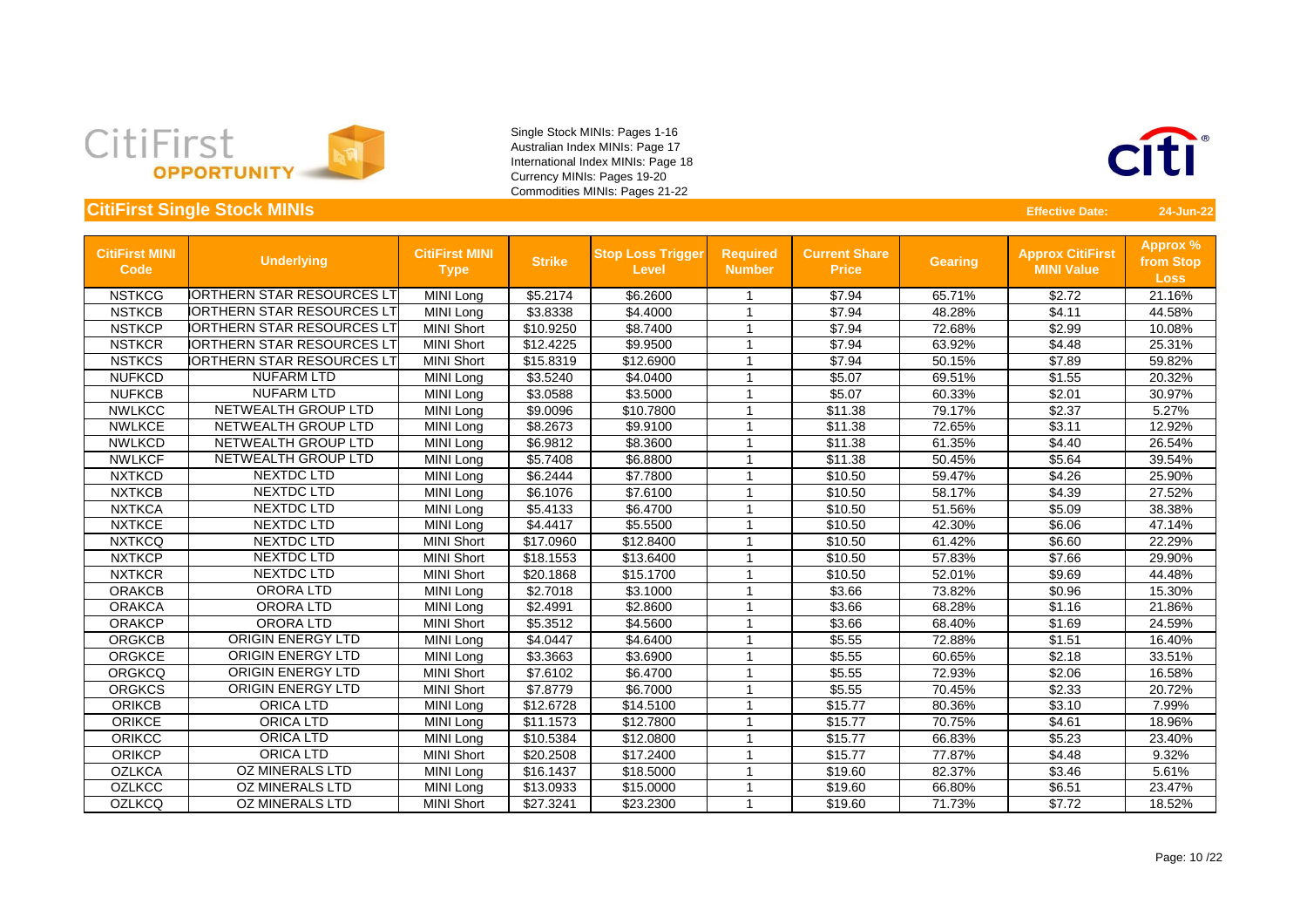Single Stock MINIs: Pages 1-16
Australian Index MINIs: Page 17
International Index MINIs: Page 18
Currency MINIs: Pages 19-20
Commodities MINIs: Pages 21-22

## CitiFirst Single Stock MINIs

**Effective Date:** 24-Jun-22

| CitiFirst MINI Code | Underlying | CitiFirst MINI Type | Strike | Stop Loss Trigger Level | Required Number | Current Share Price | Gearing | Approx CitiFirst MINI Value | Approx % from Stop Loss |
|---|---|---|---|---|---|---|---|---|---|
| NSTKCG | IORTHERN STAR RESOURCES LT | MINI Long | $5.2174 | $6.2600 | 1 | $7.94 | 65.71% | $2.72 | 21.16% |
| NSTKCB | IORTHERN STAR RESOURCES LT | MINI Long | $3.8338 | $4.4000 | 1 | $7.94 | 48.28% | $4.11 | 44.58% |
| NSTKCP | IORTHERN STAR RESOURCES LT | MINI Short | $10.9250 | $8.7400 | 1 | $7.94 | 72.68% | $2.99 | 10.08% |
| NSTKCR | IORTHERN STAR RESOURCES LT | MINI Short | $12.4225 | $9.9500 | 1 | $7.94 | 63.92% | $4.48 | 25.31% |
| NSTKCS | IORTHERN STAR RESOURCES LT | MINI Short | $15.8319 | $12.6900 | 1 | $7.94 | 50.15% | $7.89 | 59.82% |
| NUFKCD | NUFARM LTD | MINI Long | $3.5240 | $4.0400 | 1 | $5.07 | 69.51% | $1.55 | 20.32% |
| NUFKCB | NUFARM LTD | MINI Long | $3.0588 | $3.5000 | 1 | $5.07 | 60.33% | $2.01 | 30.97% |
| NWLKCC | NETWEALTH GROUP LTD | MINI Long | $9.0096 | $10.7800 | 1 | $11.38 | 79.17% | $2.37 | 5.27% |
| NWLKCE | NETWEALTH GROUP LTD | MINI Long | $8.2673 | $9.9100 | 1 | $11.38 | 72.65% | $3.11 | 12.92% |
| NWLKCD | NETWEALTH GROUP LTD | MINI Long | $6.9812 | $8.3600 | 1 | $11.38 | 61.35% | $4.40 | 26.54% |
| NWLKCF | NETWEALTH GROUP LTD | MINI Long | $5.7408 | $6.8800 | 1 | $11.38 | 50.45% | $5.64 | 39.54% |
| NXTKCD | NEXTDC LTD | MINI Long | $6.2444 | $7.7800 | 1 | $10.50 | 59.47% | $4.26 | 25.90% |
| NXTKCB | NEXTDC LTD | MINI Long | $6.1076 | $7.6100 | 1 | $10.50 | 58.17% | $4.39 | 27.52% |
| NXTKCA | NEXTDC LTD | MINI Long | $5.4133 | $6.4700 | 1 | $10.50 | 51.56% | $5.09 | 38.38% |
| NXTKCE | NEXTDC LTD | MINI Long | $4.4417 | $5.5500 | 1 | $10.50 | 42.30% | $6.06 | 47.14% |
| NXTKCQ | NEXTDC LTD | MINI Short | $17.0960 | $12.8400 | 1 | $10.50 | 61.42% | $6.60 | 22.29% |
| NXTKCP | NEXTDC LTD | MINI Short | $18.1553 | $13.6400 | 1 | $10.50 | 57.83% | $7.66 | 29.90% |
| NXTKCR | NEXTDC LTD | MINI Short | $20.1868 | $15.1700 | 1 | $10.50 | 52.01% | $9.69 | 44.48% |
| ORAKCB | ORORA LTD | MINI Long | $2.7018 | $3.1000 | 1 | $3.66 | 73.82% | $0.96 | 15.30% |
| ORAKCA | ORORA LTD | MINI Long | $2.4991 | $2.8600 | 1 | $3.66 | 68.28% | $1.16 | 21.86% |
| ORAKCP | ORORA LTD | MINI Short | $5.3512 | $4.5600 | 1 | $3.66 | 68.40% | $1.69 | 24.59% |
| ORGKCB | ORIGIN ENERGY LTD | MINI Long | $4.0447 | $4.6400 | 1 | $5.55 | 72.88% | $1.51 | 16.40% |
| ORGKCE | ORIGIN ENERGY LTD | MINI Long | $3.3663 | $3.6900 | 1 | $5.55 | 60.65% | $2.18 | 33.51% |
| ORGKCQ | ORIGIN ENERGY LTD | MINI Short | $7.6102 | $6.4700 | 1 | $5.55 | 72.93% | $2.06 | 16.58% |
| ORGKCS | ORIGIN ENERGY LTD | MINI Short | $7.8779 | $6.7000 | 1 | $5.55 | 70.45% | $2.33 | 20.72% |
| ORIKCB | ORICA LTD | MINI Long | $12.6728 | $14.5100 | 1 | $15.77 | 80.36% | $3.10 | 7.99% |
| ORIKCE | ORICA LTD | MINI Long | $11.1573 | $12.7800 | 1 | $15.77 | 70.75% | $4.61 | 18.96% |
| ORIKCC | ORICA LTD | MINI Long | $10.5384 | $12.0800 | 1 | $15.77 | 66.83% | $5.23 | 23.40% |
| ORIKCP | ORICA LTD | MINI Short | $20.2508 | $17.2400 | 1 | $15.77 | 77.87% | $4.48 | 9.32% |
| OZLKCA | OZ MINERALS LTD | MINI Long | $16.1437 | $18.5000 | 1 | $19.60 | 82.37% | $3.46 | 5.61% |
| OZLKCC | OZ MINERALS LTD | MINI Long | $13.0933 | $15.0000 | 1 | $19.60 | 66.80% | $6.51 | 23.47% |
| OZLKCQ | OZ MINERALS LTD | MINI Short | $27.3241 | $23.2300 | 1 | $19.60 | 71.73% | $7.72 | 18.52% |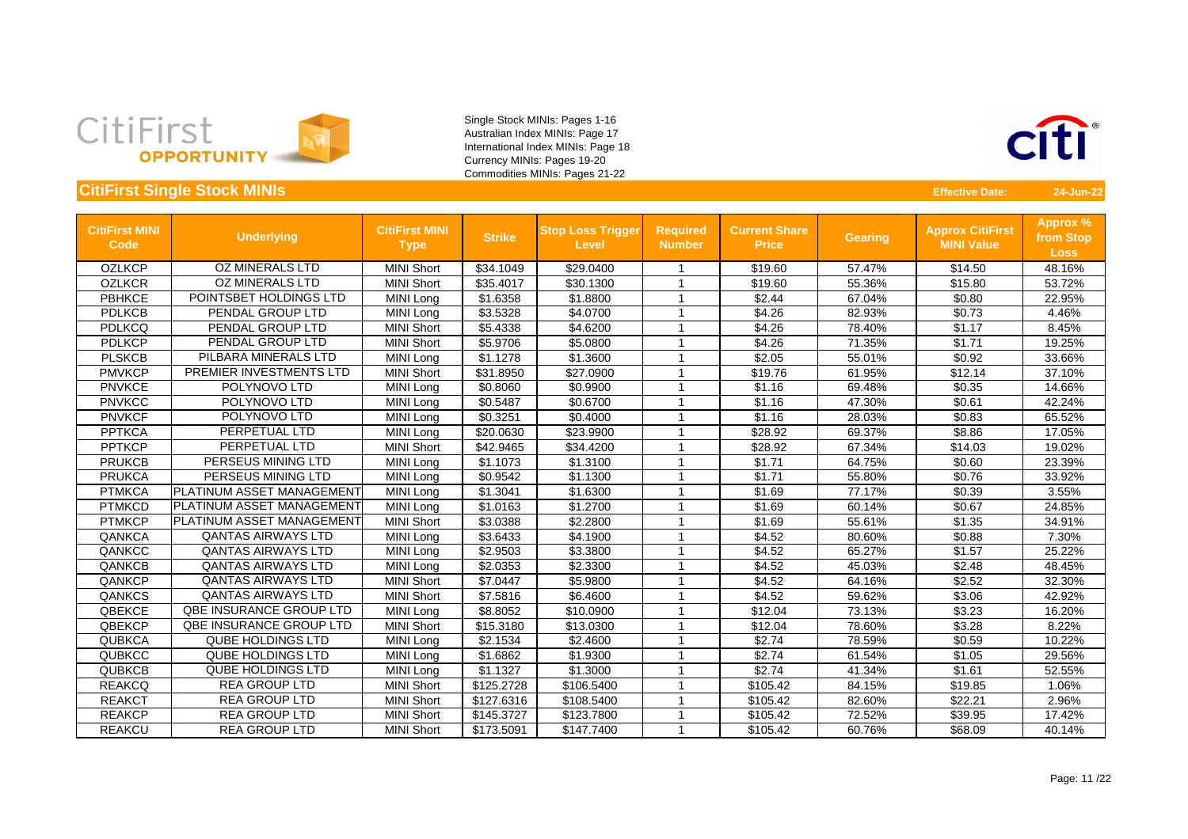CitiFirst OPPORTUNITY

Single Stock MINIs: Pages 1-16
Australian Index MINIs: Page 17
International Index MINIs: Page 18
Currency MINIs: Pages 19-20
Commodities MINIs: Pages 21-22

## CitiFirst Single Stock MINIs

**Effective Date:** **24-Jun-22**

| CitiFirst MINI Code | Underlying | CitiFirst MINI Type | Strike | Stop Loss Trigger Level | Required Number | Current Share Price | Gearing | Approx CitiFirst MINI Value | Approx % from Stop Loss |
|---|---|---|---|---|---|---|---|---|---|
| OZLKCP | OZ MINERALS LTD | MINI Short | $34.1049 | $29.0400 | 1 | $19.60 | 57.47% | $14.50 | 48.16% |
| OZLKCR | OZ MINERALS LTD | MINI Short | $35.4017 | $30.1300 | 1 | $19.60 | 55.36% | $15.80 | 53.72% |
| PBHKCE | POINTSBET HOLDINGS LTD | MINI Long | $1.6358 | $1.8800 | 1 | $2.44 | 67.04% | $0.80 | 22.95% |
| PDLKCB | PENDAL GROUP LTD | MINI Long | $3.5328 | $4.0700 | 1 | $4.26 | 82.93% | $0.73 | 4.46% |
| PDLKCQ | PENDAL GROUP LTD | MINI Short | $5.4338 | $4.6200 | 1 | $4.26 | 78.40% | $1.17 | 8.45% |
| PDLKCP | PENDAL GROUP LTD | MINI Short | $5.9706 | $5.0800 | 1 | $4.26 | 71.35% | $1.71 | 19.25% |
| PLSKCB | PILBARA MINERALS LTD | MINI Long | $1.1278 | $1.3600 | 1 | $2.05 | 55.01% | $0.92 | 33.66% |
| PMVKCP | PREMIER INVESTMENTS LTD | MINI Short | $31.8950 | $27.0900 | 1 | $19.76 | 61.95% | $12.14 | 37.10% |
| PNVKCE | POLYNOVO LTD | MINI Long | $0.8060 | $0.9900 | 1 | $1.16 | 69.48% | $0.35 | 14.66% |
| PNVKCC | POLYNOVO LTD | MINI Long | $0.5487 | $0.6700 | 1 | $1.16 | 47.30% | $0.61 | 42.24% |
| PNVKCF | POLYNOVO LTD | MINI Long | $0.3251 | $0.4000 | 1 | $1.16 | 28.03% | $0.83 | 65.52% |
| PPTKCA | PERPETUAL LTD | MINI Long | $20.0630 | $23.9900 | 1 | $28.92 | 69.37% | $8.86 | 17.05% |
| PPTKCP | PERPETUAL LTD | MINI Short | $42.9465 | $34.4200 | 1 | $28.92 | 67.34% | $14.03 | 19.02% |
| PRUKCB | PERSEUS MINING LTD | MINI Long | $1.1073 | $1.3100 | 1 | $1.71 | 64.75% | $0.60 | 23.39% |
| PRUKCA | PERSEUS MINING LTD | MINI Long | $0.9542 | $1.1300 | 1 | $1.71 | 55.80% | $0.76 | 33.92% |
| PTMKCA | PLATINUM ASSET MANAGEMENT | MINI Long | $1.3041 | $1.6300 | 1 | $1.69 | 77.17% | $0.39 | 3.55% |
| PTMKCD | PLATINUM ASSET MANAGEMENT | MINI Long | $1.0163 | $1.2700 | 1 | $1.69 | 60.14% | $0.67 | 24.85% |
| PTMKCP | PLATINUM ASSET MANAGEMENT | MINI Short | $3.0388 | $2.2800 | 1 | $1.69 | 55.61% | $1.35 | 34.91% |
| QANKCA | QANTAS AIRWAYS LTD | MINI Long | $3.6433 | $4.1900 | 1 | $4.52 | 80.60% | $0.88 | 7.30% |
| QANKCC | QANTAS AIRWAYS LTD | MINI Long | $2.9503 | $3.3800 | 1 | $4.52 | 65.27% | $1.57 | 25.22% |
| QANKCB | QANTAS AIRWAYS LTD | MINI Long | $2.0353 | $2.3300 | 1 | $4.52 | 45.03% | $2.48 | 48.45% |
| QANKCP | QANTAS AIRWAYS LTD | MINI Short | $7.0447 | $5.9800 | 1 | $4.52 | 64.16% | $2.52 | 32.30% |
| QANKCS | QANTAS AIRWAYS LTD | MINI Short | $7.5816 | $6.4600 | 1 | $4.52 | 59.62% | $3.06 | 42.92% |
| QBEKCE | QBE INSURANCE GROUP LTD | MINI Long | $8.8052 | $10.0900 | 1 | $12.04 | 73.13% | $3.23 | 16.20% |
| QBEKCP | QBE INSURANCE GROUP LTD | MINI Short | $15.3180 | $13.0300 | 1 | $12.04 | 78.60% | $3.28 | 8.22% |
| QUBKCA | QUBE HOLDINGS LTD | MINI Long | $2.1534 | $2.4600 | 1 | $2.74 | 78.59% | $0.59 | 10.22% |
| QUBKCC | QUBE HOLDINGS LTD | MINI Long | $1.6862 | $1.9300 | 1 | $2.74 | 61.54% | $1.05 | 29.56% |
| QUBKCB | QUBE HOLDINGS LTD | MINI Long | $1.1327 | $1.3000 | 1 | $2.74 | 41.34% | $1.61 | 52.55% |
| REAKCQ | REA GROUP LTD | MINI Short | $125.2728 | $106.5400 | 1 | $105.42 | 84.15% | $19.85 | 1.06% |
| REAKCT | REA GROUP LTD | MINI Short | $127.6316 | $108.5400 | 1 | $105.42 | 82.60% | $22.21 | 2.96% |
| REAKCP | REA GROUP LTD | MINI Short | $145.3727 | $123.7800 | 1 | $105.42 | 72.52% | $39.95 | 17.42% |
| REAKCU | REA GROUP LTD | MINI Short | $173.5091 | $147.7400 | 1 | $105.42 | 60.76% | $68.09 | 40.14% |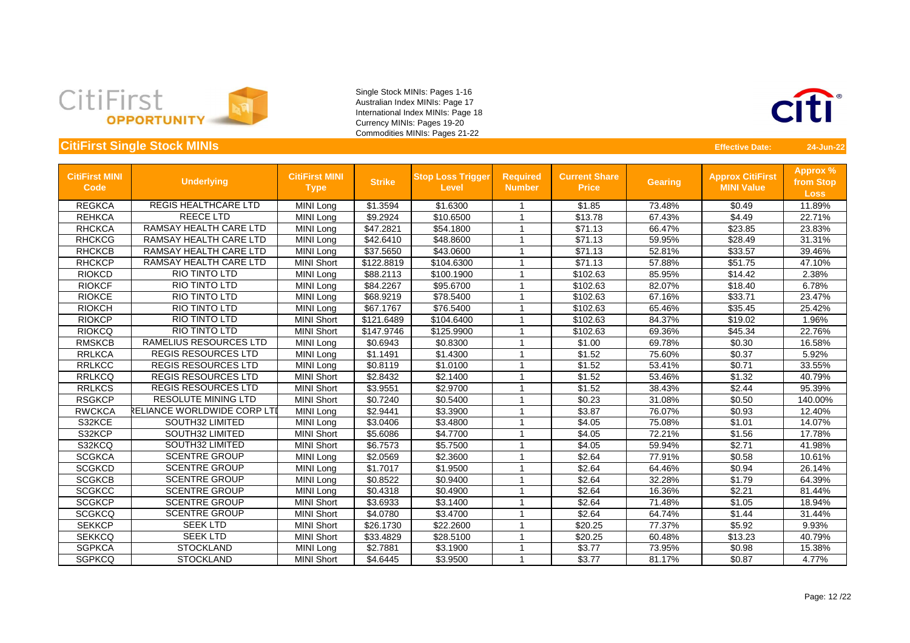CitiFirst OPPORTUNITY

Single Stock MINIs: Pages 1-16
Australian Index MINIs: Page 17
International Index MINIs: Page 18
Currency MINIs: Pages 19-20
Commodities MINIs: Pages 21-22

## CitiFirst Single Stock MINIs

**Effective Date:** 24-Jun-22

| CitiFirst MINI Code | Underlying | CitiFirst MINI Type | Strike | Stop Loss Trigger Level | Required Number | Current Share Price | Gearing | Approx CitiFirst MINI Value | Approx % from Stop Loss |
|---|---|---|---|---|---|---|---|---|---|
| REGKCA | REGIS HEALTHCARE LTD | MINI Long | $1.3594 | $1.6300 | 1 | $1.85 | 73.48% | $0.49 | 11.89% |
| REHKCA | REECE LTD | MINI Long | $9.2924 | $10.6500 | 1 | $13.78 | 67.43% | $4.49 | 22.71% |
| RHCKCA | RAMSAY HEALTH CARE LTD | MINI Long | $47.2821 | $54.1800 | 1 | $71.13 | 66.47% | $23.85 | 23.83% |
| RHCKCG | RAMSAY HEALTH CARE LTD | MINI Long | $42.6410 | $48.8600 | 1 | $71.13 | 59.95% | $28.49 | 31.31% |
| RHCKCB | RAMSAY HEALTH CARE LTD | MINI Long | $37.5650 | $43.0600 | 1 | $71.13 | 52.81% | $33.57 | 39.46% |
| RHCKCP | RAMSAY HEALTH CARE LTD | MINI Short | $122.8819 | $104.6300 | 1 | $71.13 | 57.88% | $51.75 | 47.10% |
| RIOKCD | RIO TINTO LTD | MINI Long | $88.2113 | $100.1900 | 1 | $102.63 | 85.95% | $14.42 | 2.38% |
| RIOKCF | RIO TINTO LTD | MINI Long | $84.2267 | $95.6700 | 1 | $102.63 | 82.07% | $18.40 | 6.78% |
| RIOKCE | RIO TINTO LTD | MINI Long | $68.9219 | $78.5400 | 1 | $102.63 | 67.16% | $33.71 | 23.47% |
| RIOKCH | RIO TINTO LTD | MINI Long | $67.1767 | $76.5400 | 1 | $102.63 | 65.46% | $35.45 | 25.42% |
| RIOKCP | RIO TINTO LTD | MINI Short | $121.6489 | $104.6400 | 1 | $102.63 | 84.37% | $19.02 | 1.96% |
| RIOKCQ | RIO TINTO LTD | MINI Short | $147.9746 | $125.9900 | 1 | $102.63 | 69.36% | $45.34 | 22.76% |
| RMSKCB | RAMELIUS RESOURCES LTD | MINI Long | $0.6943 | $0.8300 | 1 | $1.00 | 69.78% | $0.30 | 16.58% |
| RRLKCA | REGIS RESOURCES LTD | MINI Long | $1.1491 | $1.4300 | 1 | $1.52 | 75.60% | $0.37 | 5.92% |
| RRLKCC | REGIS RESOURCES LTD | MINI Long | $0.8119 | $1.0100 | 1 | $1.52 | 53.41% | $0.71 | 33.55% |
| RRLKCQ | REGIS RESOURCES LTD | MINI Short | $2.8432 | $2.1400 | 1 | $1.52 | 53.46% | $1.32 | 40.79% |
| RRLKCS | REGIS RESOURCES LTD | MINI Short | $3.9551 | $2.9700 | 1 | $1.52 | 38.43% | $2.44 | 95.39% |
| RSGKCP | RESOLUTE MINING LTD | MINI Short | $0.7240 | $0.5400 | 1 | $0.23 | 31.08% | $0.50 | 140.00% |
| RWCKCA | RELIANCE WORLDWIDE CORP LTD | MINI Long | $2.9441 | $3.3900 | 1 | $3.87 | 76.07% | $0.93 | 12.40% |
| S32KCE | SOUTH32 LIMITED | MINI Long | $3.0406 | $3.4800 | 1 | $4.05 | 75.08% | $1.01 | 14.07% |
| S32KCP | SOUTH32 LIMITED | MINI Short | $5.6086 | $4.7700 | 1 | $4.05 | 72.21% | $1.56 | 17.78% |
| S32KCQ | SOUTH32 LIMITED | MINI Short | $6.7573 | $5.7500 | 1 | $4.05 | 59.94% | $2.71 | 41.98% |
| SCGKCA | SCENTRE GROUP | MINI Long | $2.0569 | $2.3600 | 1 | $2.64 | 77.91% | $0.58 | 10.61% |
| SCGKCD | SCENTRE GROUP | MINI Long | $1.7017 | $1.9500 | 1 | $2.64 | 64.46% | $0.94 | 26.14% |
| SCGKCB | SCENTRE GROUP | MINI Long | $0.8522 | $0.9400 | 1 | $2.64 | 32.28% | $1.79 | 64.39% |
| SCGKCC | SCENTRE GROUP | MINI Long | $0.4318 | $0.4900 | 1 | $2.64 | 16.36% | $2.21 | 81.44% |
| SCGKCP | SCENTRE GROUP | MINI Short | $3.6933 | $3.1400 | 1 | $2.64 | 71.48% | $1.05 | 18.94% |
| SCGKCQ | SCENTRE GROUP | MINI Short | $4.0780 | $3.4700 | 1 | $2.64 | 64.74% | $1.44 | 31.44% |
| SEKKCP | SEEK LTD | MINI Short | $26.1730 | $22.2600 | 1 | $20.25 | 77.37% | $5.92 | 9.93% |
| SEKKCQ | SEEK LTD | MINI Short | $33.4829 | $28.5100 | 1 | $20.25 | 60.48% | $13.23 | 40.79% |
| SGPKCA | STOCKLAND | MINI Long | $2.7881 | $3.1900 | 1 | $3.77 | 73.95% | $0.98 | 15.38% |
| SGPKCQ | STOCKLAND | MINI Short | $4.6445 | $3.9500 | 1 | $3.77 | 81.17% | $0.87 | 4.77% |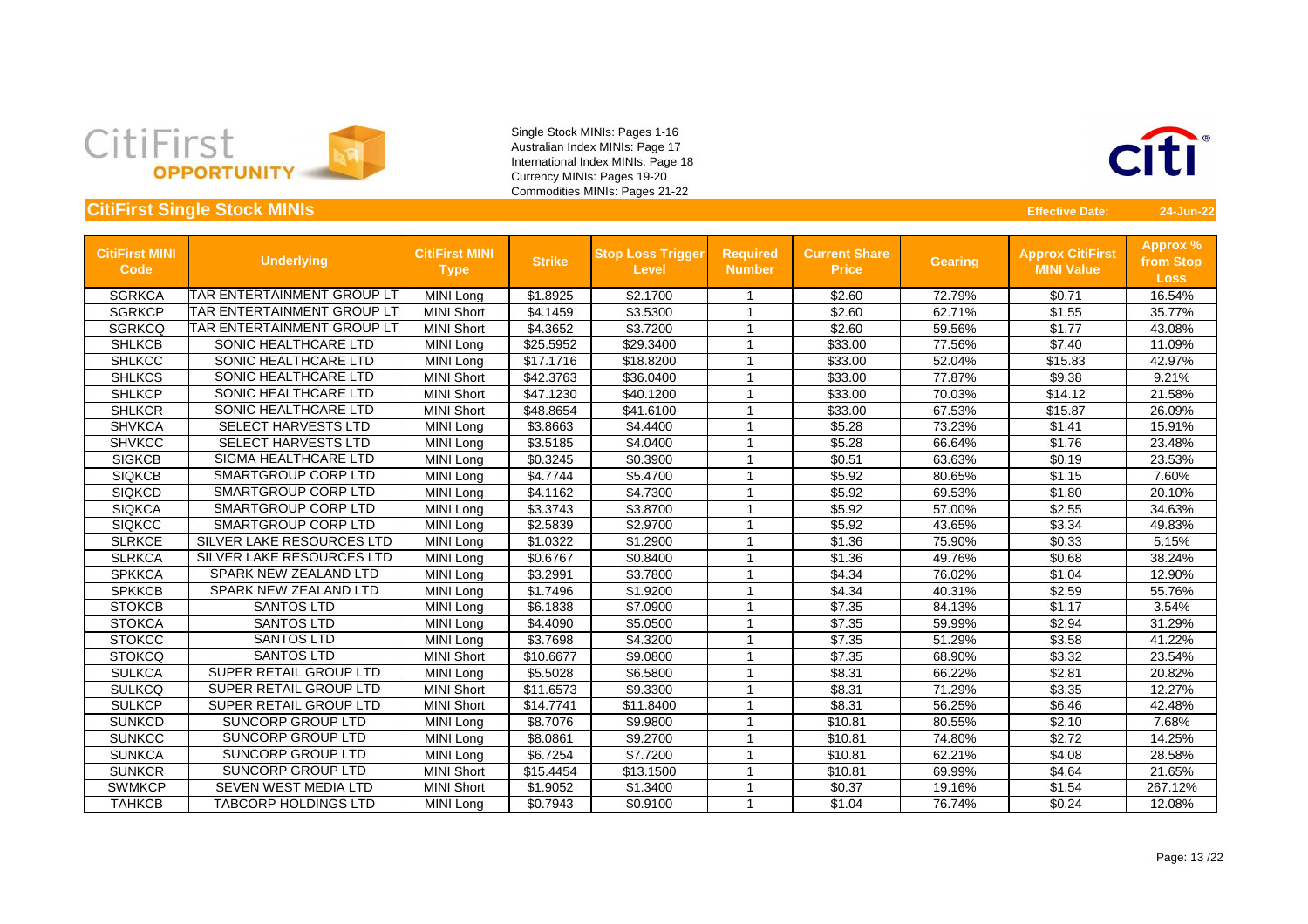CitiFirst OPPORTUNITY

Single Stock MINIs: Pages 1-16
Australian Index MINIs: Page 17
International Index MINIs: Page 18
Currency MINIs: Pages 19-20
Commodities MINIs: Pages 21-22

## CitiFirst Single Stock MINIs

**Effective Date:** **24-Jun-22**

| CitiFirst MINI Code | Underlying | CitiFirst MINI Type | Strike | Stop Loss Trigger Level | Required Number | Current Share Price | Gearing | Approx CitiFirst MINI Value | Approx % from Stop Loss |
|---|---|---|---|---|---|---|---|---|---|
| SGRKCA | TAR ENTERTAINMENT GROUP LT | MINI Long | $1.8925 | $2.1700 | 1 | $2.60 | 72.79% | $0.71 | 16.54% |
| SGRKCP | TAR ENTERTAINMENT GROUP LT | MINI Short | $4.1459 | $3.5300 | 1 | $2.60 | 62.71% | $1.55 | 35.77% |
| SGRKCQ | TAR ENTERTAINMENT GROUP LT | MINI Short | $4.3652 | $3.7200 | 1 | $2.60 | 59.56% | $1.77 | 43.08% |
| SHLKCB | SONIC HEALTHCARE LTD | MINI Long | $25.5952 | $29.3400 | 1 | $33.00 | 77.56% | $7.40 | 11.09% |
| SHLKCC | SONIC HEALTHCARE LTD | MINI Long | $17.1716 | $18.8200 | 1 | $33.00 | 52.04% | $15.83 | 42.97% |
| SHLKCS | SONIC HEALTHCARE LTD | MINI Short | $42.3763 | $36.0400 | 1 | $33.00 | 77.87% | $9.38 | 9.21% |
| SHLKCP | SONIC HEALTHCARE LTD | MINI Short | $47.1230 | $40.1200 | 1 | $33.00 | 70.03% | $14.12 | 21.58% |
| SHLKCR | SONIC HEALTHCARE LTD | MINI Short | $48.8654 | $41.6100 | 1 | $33.00 | 67.53% | $15.87 | 26.09% |
| SHVKCA | SELECT HARVESTS LTD | MINI Long | $3.8663 | $4.4400 | 1 | $5.28 | 73.23% | $1.41 | 15.91% |
| SHVKCC | SELECT HARVESTS LTD | MINI Long | $3.5185 | $4.0400 | 1 | $5.28 | 66.64% | $1.76 | 23.48% |
| SIGKCB | SIGMA HEALTHCARE LTD | MINI Long | $0.3245 | $0.3900 | 1 | $0.51 | 63.63% | $0.19 | 23.53% |
| SIQKCB | SMARTGROUP CORP LTD | MINI Long | $4.7744 | $5.4700 | 1 | $5.92 | 80.65% | $1.15 | 7.60% |
| SIQKCD | SMARTGROUP CORP LTD | MINI Long | $4.1162 | $4.7300 | 1 | $5.92 | 69.53% | $1.80 | 20.10% |
| SIQKCA | SMARTGROUP CORP LTD | MINI Long | $3.3743 | $3.8700 | 1 | $5.92 | 57.00% | $2.55 | 34.63% |
| SIQKCC | SMARTGROUP CORP LTD | MINI Long | $2.5839 | $2.9700 | 1 | $5.92 | 43.65% | $3.34 | 49.83% |
| SLRKCE | SILVER LAKE RESOURCES LTD | MINI Long | $1.0322 | $1.2900 | 1 | $1.36 | 75.90% | $0.33 | 5.15% |
| SLRKCA | SILVER LAKE RESOURCES LTD | MINI Long | $0.6767 | $0.8400 | 1 | $1.36 | 49.76% | $0.68 | 38.24% |
| SPKKCA | SPARK NEW ZEALAND LTD | MINI Long | $3.2991 | $3.7800 | 1 | $4.34 | 76.02% | $1.04 | 12.90% |
| SPKKCB | SPARK NEW ZEALAND LTD | MINI Long | $1.7496 | $1.9200 | 1 | $4.34 | 40.31% | $2.59 | 55.76% |
| STOKCB | SANTOS LTD | MINI Long | $6.1838 | $7.0900 | 1 | $7.35 | 84.13% | $1.17 | 3.54% |
| STOKCA | SANTOS LTD | MINI Long | $4.4090 | $5.0500 | 1 | $7.35 | 59.99% | $2.94 | 31.29% |
| STOKCC | SANTOS LTD | MINI Long | $3.7698 | $4.3200 | 1 | $7.35 | 51.29% | $3.58 | 41.22% |
| STOKCQ | SANTOS LTD | MINI Short | $10.6677 | $9.0800 | 1 | $7.35 | 68.90% | $3.32 | 23.54% |
| SULKCA | SUPER RETAIL GROUP LTD | MINI Long | $5.5028 | $6.5800 | 1 | $8.31 | 66.22% | $2.81 | 20.82% |
| SULKCQ | SUPER RETAIL GROUP LTD | MINI Short | $11.6573 | $9.3300 | 1 | $8.31 | 71.29% | $3.35 | 12.27% |
| SULKCP | SUPER RETAIL GROUP LTD | MINI Short | $14.7741 | $11.8400 | 1 | $8.31 | 56.25% | $6.46 | 42.48% |
| SUNKCD | SUNCORP GROUP LTD | MINI Long | $8.7076 | $9.9800 | 1 | $10.81 | 80.55% | $2.10 | 7.68% |
| SUNKCC | SUNCORP GROUP LTD | MINI Long | $8.0861 | $9.2700 | 1 | $10.81 | 74.80% | $2.72 | 14.25% |
| SUNKCA | SUNCORP GROUP LTD | MINI Long | $6.7254 | $7.7200 | 1 | $10.81 | 62.21% | $4.08 | 28.58% |
| SUNKCR | SUNCORP GROUP LTD | MINI Short | $15.4454 | $13.1500 | 1 | $10.81 | 69.99% | $4.64 | 21.65% |
| SWMKCP | SEVEN WEST MEDIA LTD | MINI Short | $1.9052 | $1.3400 | 1 | $0.37 | 19.16% | $1.54 | 267.12% |
| TAHKCB | TABCORP HOLDINGS LTD | MINI Long | $0.7943 | $0.9100 | 1 | $1.04 | 76.74% | $0.24 | 12.08% |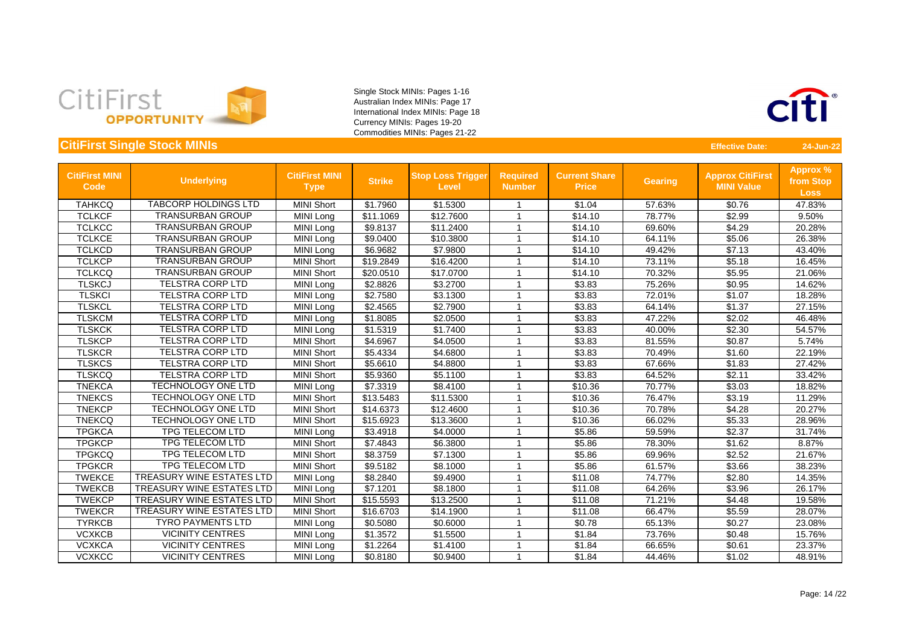Single Stock MINIs: Pages 1-16
Australian Index MINIs: Page 17
International Index MINIs: Page 18
Currency MINIs: Pages 19-20
Commodities MINIs: Pages 21-22

## CitiFirst Single Stock MINIs

**Effective Date:** 24-Jun-22

| CitiFirst MINI Code | Underlying | CitiFirst MINI Type | Strike | Stop Loss Trigger Level | Required Number | Current Share Price | Gearing | Approx CitiFirst MINI Value | Approx % from Stop Loss |
|---|---|---|---|---|---|---|---|---|---|
| TAHKCQ | TABCORP HOLDINGS LTD | MINI Short | $1.7960 | $1.5300 | 1 | $1.04 | 57.63% | $0.76 | 47.83% |
| TCLKCF | TRANSURBAN GROUP | MINI Long | $11.1069 | $12.7600 | 1 | $14.10 | 78.77% | $2.99 | 9.50% |
| TCLKCC | TRANSURBAN GROUP | MINI Long | $9.8137 | $11.2400 | 1 | $14.10 | 69.60% | $4.29 | 20.28% |
| TCLKCE | TRANSURBAN GROUP | MINI Long | $9.0400 | $10.3800 | 1 | $14.10 | 64.11% | $5.06 | 26.38% |
| TCLKCD | TRANSURBAN GROUP | MINI Long | $6.9682 | $7.9800 | 1 | $14.10 | 49.42% | $7.13 | 43.40% |
| TCLKCP | TRANSURBAN GROUP | MINI Short | $19.2849 | $16.4200 | 1 | $14.10 | 73.11% | $5.18 | 16.45% |
| TCLKCQ | TRANSURBAN GROUP | MINI Short | $20.0510 | $17.0700 | 1 | $14.10 | 70.32% | $5.95 | 21.06% |
| TLSKCJ | TELSTRA CORP LTD | MINI Long | $2.8826 | $3.2700 | 1 | $3.83 | 75.26% | $0.95 | 14.62% |
| TLSKCI | TELSTRA CORP LTD | MINI Long | $2.7580 | $3.1300 | 1 | $3.83 | 72.01% | $1.07 | 18.28% |
| TLSKCL | TELSTRA CORP LTD | MINI Long | $2.4565 | $2.7900 | 1 | $3.83 | 64.14% | $1.37 | 27.15% |
| TLSKCM | TELSTRA CORP LTD | MINI Long | $1.8085 | $2.0500 | 1 | $3.83 | 47.22% | $2.02 | 46.48% |
| TLSKCK | TELSTRA CORP LTD | MINI Long | $1.5319 | $1.7400 | 1 | $3.83 | 40.00% | $2.30 | 54.57% |
| TLSKCP | TELSTRA CORP LTD | MINI Short | $4.6967 | $4.0500 | 1 | $3.83 | 81.55% | $0.87 | 5.74% |
| TLSKCR | TELSTRA CORP LTD | MINI Short | $5.4334 | $4.6800 | 1 | $3.83 | 70.49% | $1.60 | 22.19% |
| TLSKCS | TELSTRA CORP LTD | MINI Short | $5.6610 | $4.8800 | 1 | $3.83 | 67.66% | $1.83 | 27.42% |
| TLSKCQ | TELSTRA CORP LTD | MINI Short | $5.9360 | $5.1100 | 1 | $3.83 | 64.52% | $2.11 | 33.42% |
| TNEKCA | TECHNOLOGY ONE LTD | MINI Long | $7.3319 | $8.4100 | 1 | $10.36 | 70.77% | $3.03 | 18.82% |
| TNEKCS | TECHNOLOGY ONE LTD | MINI Short | $13.5483 | $11.5300 | 1 | $10.36 | 76.47% | $3.19 | 11.29% |
| TNEKCP | TECHNOLOGY ONE LTD | MINI Short | $14.6373 | $12.4600 | 1 | $10.36 | 70.78% | $4.28 | 20.27% |
| TNEKCQ | TECHNOLOGY ONE LTD | MINI Short | $15.6923 | $13.3600 | 1 | $10.36 | 66.02% | $5.33 | 28.96% |
| TPGKCA | TPG TELECOM LTD | MINI Long | $3.4918 | $4.0000 | 1 | $5.86 | 59.59% | $2.37 | 31.74% |
| TPGKCP | TPG TELECOM LTD | MINI Short | $7.4843 | $6.3800 | 1 | $5.86 | 78.30% | $1.62 | 8.87% |
| TPGKCQ | TPG TELECOM LTD | MINI Short | $8.3759 | $7.1300 | 1 | $5.86 | 69.96% | $2.52 | 21.67% |
| TPGKCR | TPG TELECOM LTD | MINI Short | $9.5182 | $8.1000 | 1 | $5.86 | 61.57% | $3.66 | 38.23% |
| TWEKCE | TREASURY WINE ESTATES LTD | MINI Long | $8.2840 | $9.4900 | 1 | $11.08 | 74.77% | $2.80 | 14.35% |
| TWEKCB | TREASURY WINE ESTATES LTD | MINI Long | $7.1201 | $8.1800 | 1 | $11.08 | 64.26% | $3.96 | 26.17% |
| TWEKCP | TREASURY WINE ESTATES LTD | MINI Short | $15.5593 | $13.2500 | 1 | $11.08 | 71.21% | $4.48 | 19.58% |
| TWEKCR | TREASURY WINE ESTATES LTD | MINI Short | $16.6703 | $14.1900 | 1 | $11.08 | 66.47% | $5.59 | 28.07% |
| TYRKCB | TYRO PAYMENTS LTD | MINI Long | $0.5080 | $0.6000 | 1 | $0.78 | 65.13% | $0.27 | 23.08% |
| VCXKCB | VICINITY CENTRES | MINI Long | $1.3572 | $1.5500 | 1 | $1.84 | 73.76% | $0.48 | 15.76% |
| VCXKCA | VICINITY CENTRES | MINI Long | $1.2264 | $1.4100 | 1 | $1.84 | 66.65% | $0.61 | 23.37% |
| VCXKCC | VICINITY CENTRES | MINI Long | $0.8180 | $0.9400 | 1 | $1.84 | 44.46% | $1.02 | 48.91% |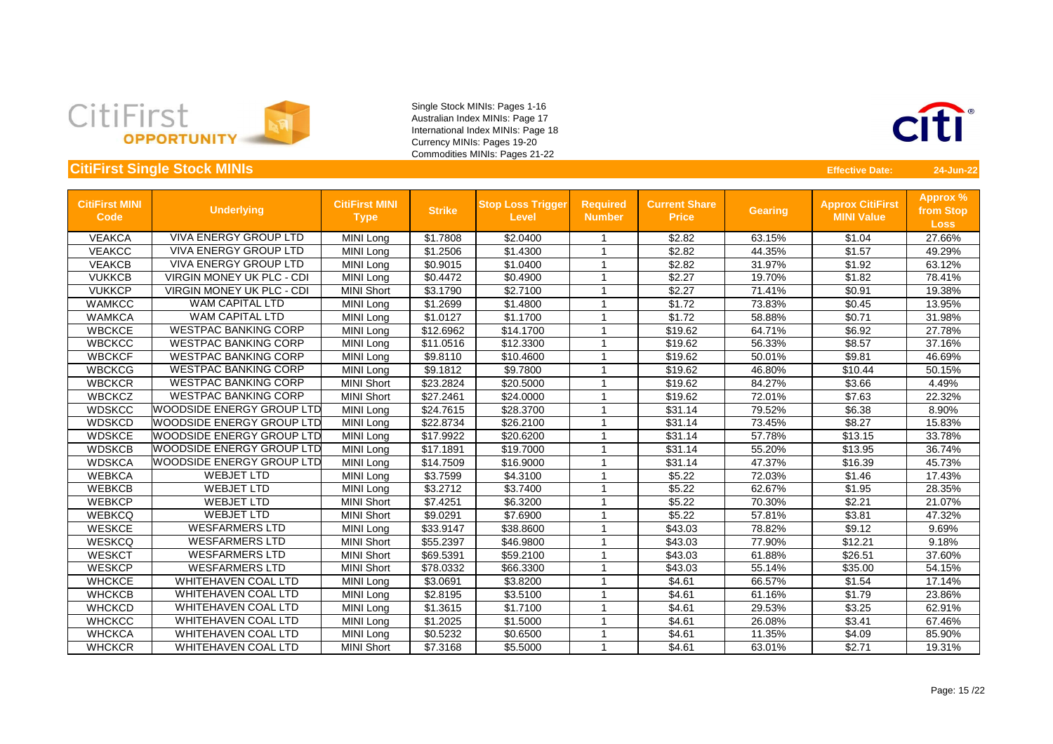Single Stock MINIs: Pages 1-16
Australian Index MINIs: Page 17
International Index MINIs: Page 18
Currency MINIs: Pages 19-20
Commodities MINIs: Pages 21-22

## CitiFirst Single Stock MINIs

**Effective Date:** **24-Jun-22**

| CitiFirst MINI Code | Underlying | CitiFirst MINI Type | Strike | Stop Loss Trigger Level | Required Number | Current Share Price | Gearing | Approx CitiFirst MINI Value | Approx % from Stop Loss |
|---|---|---|---|---|---|---|---|---|---|
| VEAKCA | VIVA ENERGY GROUP LTD | MINI Long | $1.7808 | $2.0400 | 1 | $2.82 | 63.15% | $1.04 | 27.66% |
| VEAKCC | VIVA ENERGY GROUP LTD | MINI Long | $1.2506 | $1.4300 | 1 | $2.82 | 44.35% | $1.57 | 49.29% |
| VEAKCB | VIVA ENERGY GROUP LTD | MINI Long | $0.9015 | $1.0400 | 1 | $2.82 | 31.97% | $1.92 | 63.12% |
| VUKKCB | VIRGIN MONEY UK PLC - CDI | MINI Long | $0.4472 | $0.4900 | 1 | $2.27 | 19.70% | $1.82 | 78.41% |
| VUKKCP | VIRGIN MONEY UK PLC - CDI | MINI Short | $3.1790 | $2.7100 | 1 | $2.27 | 71.41% | $0.91 | 19.38% |
| WAMKCC | WAM CAPITAL LTD | MINI Long | $1.2699 | $1.4800 | 1 | $1.72 | 73.83% | $0.45 | 13.95% |
| WAMKCA | WAM CAPITAL LTD | MINI Long | $1.0127 | $1.1700 | 1 | $1.72 | 58.88% | $0.71 | 31.98% |
| WBCKCE | WESTPAC BANKING CORP | MINI Long | $12.6962 | $14.1700 | 1 | $19.62 | 64.71% | $6.92 | 27.78% |
| WBCKCC | WESTPAC BANKING CORP | MINI Long | $11.0516 | $12.3300 | 1 | $19.62 | 56.33% | $8.57 | 37.16% |
| WBCKCF | WESTPAC BANKING CORP | MINI Long | $9.8110 | $10.4600 | 1 | $19.62 | 50.01% | $9.81 | 46.69% |
| WBCKCG | WESTPAC BANKING CORP | MINI Long | $9.1812 | $9.7800 | 1 | $19.62 | 46.80% | $10.44 | 50.15% |
| WBCKCR | WESTPAC BANKING CORP | MINI Short | $23.2824 | $20.5000 | 1 | $19.62 | 84.27% | $3.66 | 4.49% |
| WBCKCZ | WESTPAC BANKING CORP | MINI Short | $27.2461 | $24.0000 | 1 | $19.62 | 72.01% | $7.63 | 22.32% |
| WDSKCC | WOODSIDE ENERGY GROUP LTD | MINI Long | $24.7615 | $28.3700 | 1 | $31.14 | 79.52% | $6.38 | 8.90% |
| WDSKCD | WOODSIDE ENERGY GROUP LTD | MINI Long | $22.8734 | $26.2100 | 1 | $31.14 | 73.45% | $8.27 | 15.83% |
| WDSKCE | WOODSIDE ENERGY GROUP LTD | MINI Long | $17.9922 | $20.6200 | 1 | $31.14 | 57.78% | $13.15 | 33.78% |
| WDSKCB | WOODSIDE ENERGY GROUP LTD | MINI Long | $17.1891 | $19.7000 | 1 | $31.14 | 55.20% | $13.95 | 36.74% |
| WDSKCA | WOODSIDE ENERGY GROUP LTD | MINI Long | $14.7509 | $16.9000 | 1 | $31.14 | 47.37% | $16.39 | 45.73% |
| WEBKCA | WEBJET LTD | MINI Long | $3.7599 | $4.3100 | 1 | $5.22 | 72.03% | $1.46 | 17.43% |
| WEBKCB | WEBJET LTD | MINI Long | $3.2712 | $3.7400 | 1 | $5.22 | 62.67% | $1.95 | 28.35% |
| WEBKCP | WEBJET LTD | MINI Short | $7.4251 | $6.3200 | 1 | $5.22 | 70.30% | $2.21 | 21.07% |
| WEBKCQ | WEBJET LTD | MINI Short | $9.0291 | $7.6900 | 1 | $5.22 | 57.81% | $3.81 | 47.32% |
| WESKCE | WESFARMERS LTD | MINI Long | $33.9147 | $38.8600 | 1 | $43.03 | 78.82% | $9.12 | 9.69% |
| WESKCQ | WESFARMERS LTD | MINI Short | $55.2397 | $46.9800 | 1 | $43.03 | 77.90% | $12.21 | 9.18% |
| WESKCT | WESFARMERS LTD | MINI Short | $69.5391 | $59.2100 | 1 | $43.03 | 61.88% | $26.51 | 37.60% |
| WESKCP | WESFARMERS LTD | MINI Short | $78.0332 | $66.3300 | 1 | $43.03 | 55.14% | $35.00 | 54.15% |
| WHCKCE | WHITEHAVEN COAL LTD | MINI Long | $3.0691 | $3.8200 | 1 | $4.61 | 66.57% | $1.54 | 17.14% |
| WHCKCB | WHITEHAVEN COAL LTD | MINI Long | $2.8195 | $3.5100 | 1 | $4.61 | 61.16% | $1.79 | 23.86% |
| WHCKCD | WHITEHAVEN COAL LTD | MINI Long | $1.3615 | $1.7100 | 1 | $4.61 | 29.53% | $3.25 | 62.91% |
| WHCKCC | WHITEHAVEN COAL LTD | MINI Long | $1.2025 | $1.5000 | 1 | $4.61 | 26.08% | $3.41 | 67.46% |
| WHCKCA | WHITEHAVEN COAL LTD | MINI Long | $0.5232 | $0.6500 | 1 | $4.61 | 11.35% | $4.09 | 85.90% |
| WHCKCR | WHITEHAVEN COAL LTD | MINI Short | $7.3168 | $5.5000 | 1 | $4.61 | 63.01% | $2.71 | 19.31% |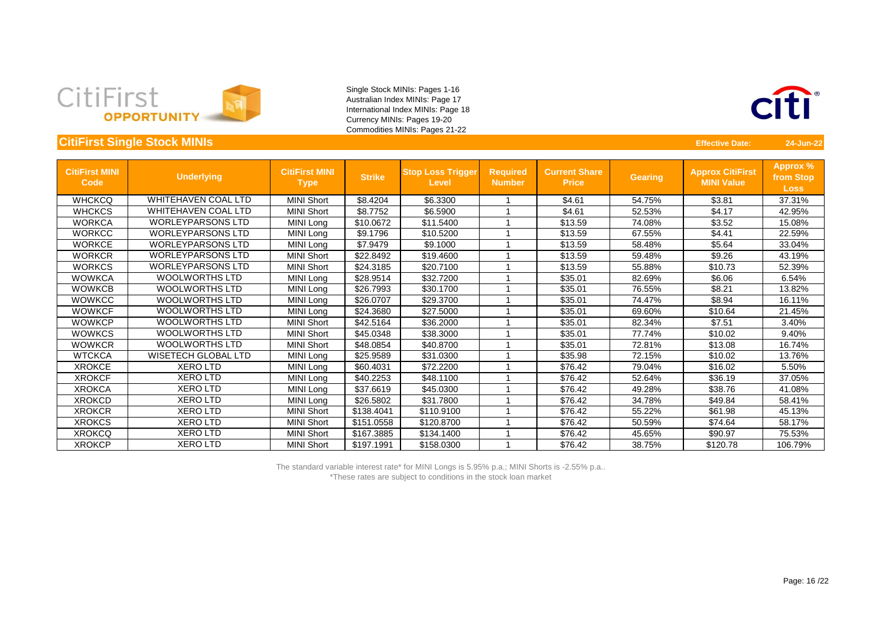Single Stock MINIs: Pages 1-16
Australian Index MINIs: Page 17
International Index MINIs: Page 18
Currency MINIs: Pages 19-20
Commodities MINIs: Pages 21-22

## CitiFirst Single Stock MINIs

**Effective Date:** 24-Jun-22

| CitiFirst MINI Code | Underlying | CitiFirst MINI Type | Strike | Stop Loss Trigger Level | Required Number | Current Share Price | Gearing | Approx CitiFirst MINI Value | Approx % from Stop Loss |
|---|---|---|---|---|---|---|---|---|---|
| WHCKCQ | WHITEHAVEN COAL LTD | MINI Short | $8.4204 | $6.3300 | 1 | $4.61 | 54.75% | $3.81 | 37.31% |
| WHCKCS | WHITEHAVEN COAL LTD | MINI Short | $8.7752 | $6.5900 | 1 | $4.61 | 52.53% | $4.17 | 42.95% |
| WORKCA | WORLEYPARSONS LTD | MINI Long | $10.0672 | $11.5400 | 1 | $13.59 | 74.08% | $3.52 | 15.08% |
| WORKCC | WORLEYPARSONS LTD | MINI Long | $9.1796 | $10.5200 | 1 | $13.59 | 67.55% | $4.41 | 22.59% |
| WORKCE | WORLEYPARSONS LTD | MINI Long | $7.9479 | $9.1000 | 1 | $13.59 | 58.48% | $5.64 | 33.04% |
| WORKCR | WORLEYPARSONS LTD | MINI Short | $22.8492 | $19.4600 | 1 | $13.59 | 59.48% | $9.26 | 43.19% |
| WORKCS | WORLEYPARSONS LTD | MINI Short | $24.3185 | $20.7100 | 1 | $13.59 | 55.88% | $10.73 | 52.39% |
| WOWKCA | WOOLWORTHS LTD | MINI Long | $28.9514 | $32.7200 | 1 | $35.01 | 82.69% | $6.06 | 6.54% |
| WOWKCB | WOOLWORTHS LTD | MINI Long | $26.7993 | $30.1700 | 1 | $35.01 | 76.55% | $8.21 | 13.82% |
| WOWKCC | WOOLWORTHS LTD | MINI Long | $26.0707 | $29.3700 | 1 | $35.01 | 74.47% | $8.94 | 16.11% |
| WOWKCF | WOOLWORTHS LTD | MINI Long | $24.3680 | $27.5000 | 1 | $35.01 | 69.60% | $10.64 | 21.45% |
| WOWKCP | WOOLWORTHS LTD | MINI Short | $42.5164 | $36.2000 | 1 | $35.01 | 82.34% | $7.51 | 3.40% |
| WOWKCS | WOOLWORTHS LTD | MINI Short | $45.0348 | $38.3000 | 1 | $35.01 | 77.74% | $10.02 | 9.40% |
| WOWKCR | WOOLWORTHS LTD | MINI Short | $48.0854 | $40.8700 | 1 | $35.01 | 72.81% | $13.08 | 16.74% |
| WTCKCA | WISETECH GLOBAL LTD | MINI Long | $25.9589 | $31.0300 | 1 | $35.98 | 72.15% | $10.02 | 13.76% |
| XROKCE | XERO LTD | MINI Long | $60.4031 | $72.2200 | 1 | $76.42 | 79.04% | $16.02 | 5.50% |
| XROKCF | XERO LTD | MINI Long | $40.2253 | $48.1100 | 1 | $76.42 | 52.64% | $36.19 | 37.05% |
| XROKCA | XERO LTD | MINI Long | $37.6619 | $45.0300 | 1 | $76.42 | 49.28% | $38.76 | 41.08% |
| XROKCD | XERO LTD | MINI Long | $26.5802 | $31.7800 | 1 | $76.42 | 34.78% | $49.84 | 58.41% |
| XROKCR | XERO LTD | MINI Short | $138.4041 | $110.9100 | 1 | $76.42 | 55.22% | $61.98 | 45.13% |
| XROKCS | XERO LTD | MINI Short | $151.0558 | $120.8700 | 1 | $76.42 | 50.59% | $74.64 | 58.17% |
| XROKCQ | XERO LTD | MINI Short | $167.3885 | $134.1400 | 1 | $76.42 | 45.65% | $90.97 | 75.53% |
| XROKCP | XERO LTD | MINI Short | $197.1991 | $158.0300 | 1 | $76.42 | 38.75% | $120.78 | 106.79% |

The standard variable interest rate* for MINI Longs is 5.95% p.a.; MINI Shorts is -2.55% p.a..

*These rates are subject to conditions in the stock loan market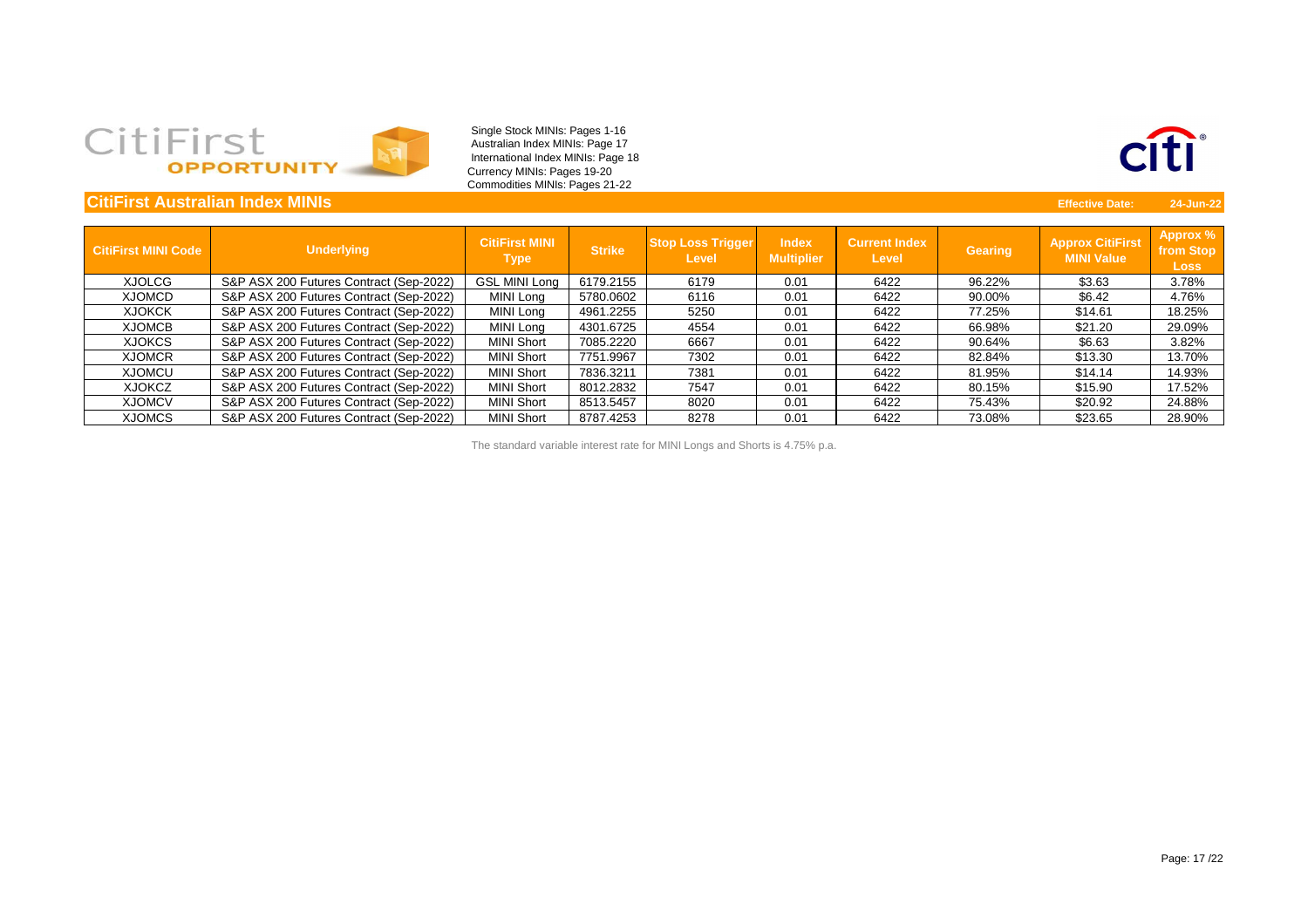Single Stock MINIs: Pages 1-16
Australian Index MINIs: Page 17
International Index MINIs: Page 18
Currency MINIs: Pages 19-20
Commodities MINIs: Pages 21-22

## CitiFirst Australian Index MINIs

**Effective Date:** 24-Jun-22

| CitiFirst MINI Code | Underlying | CitiFirst MINI Type | Strike | Stop Loss Trigger Level | Index Multiplier | Current Index Level | Gearing | Approx CitiFirst MINI Value | Approx % from Stop Loss |
|---|---|---|---|---|---|---|---|---|---|
| XJOLCG | S&P ASX 200 Futures Contract (Sep-2022) | GSL MINI Long | 6179.2155 | 6179 | 0.01 | 6422 | 96.22% | $3.63 | 3.78% |
| XJOMCD | S&P ASX 200 Futures Contract (Sep-2022) | MINI Long | 5780.0602 | 6116 | 0.01 | 6422 | 90.00% | $6.42 | 4.76% |
| XJOKCK | S&P ASX 200 Futures Contract (Sep-2022) | MINI Long | 4961.2255 | 5250 | 0.01 | 6422 | 77.25% | $14.61 | 18.25% |
| XJOMCB | S&P ASX 200 Futures Contract (Sep-2022) | MINI Long | 4301.6725 | 4554 | 0.01 | 6422 | 66.98% | $21.20 | 29.09% |
| XJOKCS | S&P ASX 200 Futures Contract (Sep-2022) | MINI Short | 7085.2220 | 6667 | 0.01 | 6422 | 90.64% | $6.63 | 3.82% |
| XJOMCR | S&P ASX 200 Futures Contract (Sep-2022) | MINI Short | 7751.9967 | 7302 | 0.01 | 6422 | 82.84% | $13.30 | 13.70% |
| XJOMCU | S&P ASX 200 Futures Contract (Sep-2022) | MINI Short | 7836.3211 | 7381 | 0.01 | 6422 | 81.95% | $14.14 | 14.93% |
| XJOKCZ | S&P ASX 200 Futures Contract (Sep-2022) | MINI Short | 8012.2832 | 7547 | 0.01 | 6422 | 80.15% | $15.90 | 17.52% |
| XJOMCV | S&P ASX 200 Futures Contract (Sep-2022) | MINI Short | 8513.5457 | 8020 | 0.01 | 6422 | 75.43% | $20.92 | 24.88% |
| XJOMCS | S&P ASX 200 Futures Contract (Sep-2022) | MINI Short | 8787.4253 | 8278 | 0.01 | 6422 | 73.08% | $23.65 | 28.90% |

The standard variable interest rate for MINI Longs and Shorts is 4.75% p.a.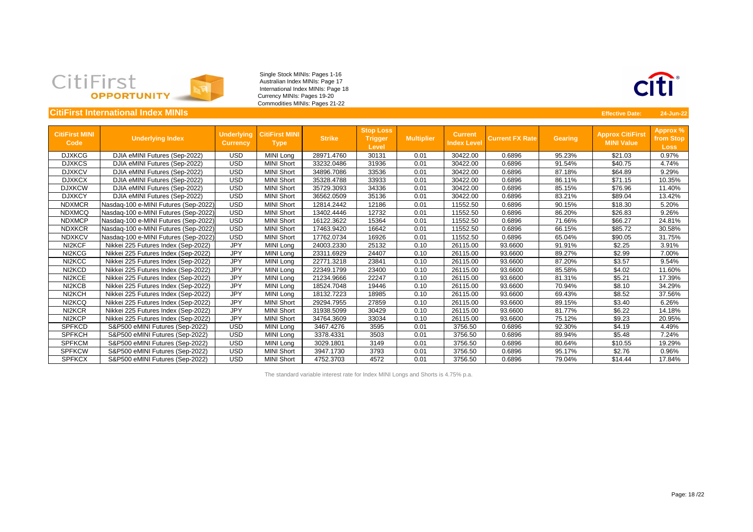CitiFirst OPPORTUNITY

Single Stock MINIs: Pages 1-16
Australian Index MINIs: Page 17
International Index MINIs: Page 18
Currency MINIs: Pages 19-20
Commodities MINIs: Pages 21-22

## CitiFirst International Index MINIs

**Effective Date:** 24-Jun-22

| CitiFirst MINI Code | Underlying Index | Underlying Currency | CitiFirst MINI Type | Strike | Stop Loss Trigger Level | Multiplier | Current Index Level | Current FX Rate | Gearing | Approx CitiFirst MINI Value | Approx % from Stop Loss |
|---|---|---|---|---|---|---|---|---|---|---|---|
| DJXKCG | DJIA eMINI Futures (Sep-2022) | USD | MINI Long | 28971.4760 | 30131 | 0.01 | 30422.00 | 0.6896 | 95.23% | $21.03 | 0.97% |
| DJXKCS | DJIA eMINI Futures (Sep-2022) | USD | MINI Short | 33232.0486 | 31936 | 0.01 | 30422.00 | 0.6896 | 91.54% | $40.75 | 4.74% |
| DJXKCV | DJIA eMINI Futures (Sep-2022) | USD | MINI Short | 34896.7086 | 33536 | 0.01 | 30422.00 | 0.6896 | 87.18% | $64.89 | 9.29% |
| DJXKCX | DJIA eMINI Futures (Sep-2022) | USD | MINI Short | 35328.4788 | 33933 | 0.01 | 30422.00 | 0.6896 | 86.11% | $71.15 | 10.35% |
| DJXKCW | DJIA eMINI Futures (Sep-2022) | USD | MINI Short | 35729.3093 | 34336 | 0.01 | 30422.00 | 0.6896 | 85.15% | $76.96 | 11.40% |
| DJXKCY | DJIA eMINI Futures (Sep-2022) | USD | MINI Short | 36562.0509 | 35136 | 0.01 | 30422.00 | 0.6896 | 83.21% | $89.04 | 13.42% |
| NDXMCR | Nasdaq-100 e-MINI Futures (Sep-2022) | USD | MINI Short | 12814.2442 | 12186 | 0.01 | 11552.50 | 0.6896 | 90.15% | $18.30 | 5.20% |
| NDXMCQ | Nasdaq-100 e-MINI Futures (Sep-2022) | USD | MINI Short | 13402.4446 | 12732 | 0.01 | 11552.50 | 0.6896 | 86.20% | $26.83 | 9.26% |
| NDXMCP | Nasdaq-100 e-MINI Futures (Sep-2022) | USD | MINI Short | 16122.3622 | 15364 | 0.01 | 11552.50 | 0.6896 | 71.66% | $66.27 | 24.81% |
| NDXKCR | Nasdaq-100 e-MINI Futures (Sep-2022) | USD | MINI Short | 17463.9420 | 16642 | 0.01 | 11552.50 | 0.6896 | 66.15% | $85.72 | 30.58% |
| NDXKCV | Nasdaq-100 e-MINI Futures (Sep-2022) | USD | MINI Short | 17762.0734 | 16926 | 0.01 | 11552.50 | 0.6896 | 65.04% | $90.05 | 31.75% |
| NI2KCF | Nikkei 225 Futures Index (Sep-2022) | JPY | MINI Long | 24003.2330 | 25132 | 0.10 | 26115.00 | 93.6600 | 91.91% | $2.25 | 3.91% |
| NI2KCG | Nikkei 225 Futures Index (Sep-2022) | JPY | MINI Long | 23311.6929 | 24407 | 0.10 | 26115.00 | 93.6600 | 89.27% | $2.99 | 7.00% |
| NI2KCC | Nikkei 225 Futures Index (Sep-2022) | JPY | MINI Long | 22771.3218 | 23841 | 0.10 | 26115.00 | 93.6600 | 87.20% | $3.57 | 9.54% |
| NI2KCD | Nikkei 225 Futures Index (Sep-2022) | JPY | MINI Long | 22349.1799 | 23400 | 0.10 | 26115.00 | 93.6600 | 85.58% | $4.02 | 11.60% |
| NI2KCE | Nikkei 225 Futures Index (Sep-2022) | JPY | MINI Long | 21234.9666 | 22247 | 0.10 | 26115.00 | 93.6600 | 81.31% | $5.21 | 17.39% |
| NI2KCB | Nikkei 225 Futures Index (Sep-2022) | JPY | MINI Long | 18524.7048 | 19446 | 0.10 | 26115.00 | 93.6600 | 70.94% | $8.10 | 34.29% |
| NI2KCH | Nikkei 225 Futures Index (Sep-2022) | JPY | MINI Long | 18132.7223 | 18985 | 0.10 | 26115.00 | 93.6600 | 69.43% | $8.52 | 37.56% |
| NI2KCQ | Nikkei 225 Futures Index (Sep-2022) | JPY | MINI Short | 29294.7955 | 27859 | 0.10 | 26115.00 | 93.6600 | 89.15% | $3.40 | 6.26% |
| NI2KCR | Nikkei 225 Futures Index (Sep-2022) | JPY | MINI Short | 31938.5099 | 30429 | 0.10 | 26115.00 | 93.6600 | 81.77% | $6.22 | 14.18% |
| NI2KCP | Nikkei 225 Futures Index (Sep-2022) | JPY | MINI Short | 34764.3609 | 33034 | 0.10 | 26115.00 | 93.6600 | 75.12% | $9.23 | 20.95% |
| SPFKCD | S&P500 eMINI Futures (Sep-2022) | USD | MINI Long | 3467.4276 | 3595 | 0.01 | 3756.50 | 0.6896 | 92.30% | $4.19 | 4.49% |
| SPFKCH | S&P500 eMINI Futures (Sep-2022) | USD | MINI Long | 3378.4331 | 3503 | 0.01 | 3756.50 | 0.6896 | 89.94% | $5.48 | 7.24% |
| SPFKCM | S&P500 eMINI Futures (Sep-2022) | USD | MINI Long | 3029.1801 | 3149 | 0.01 | 3756.50 | 0.6896 | 80.64% | $10.55 | 19.29% |
| SPFKCW | S&P500 eMINI Futures (Sep-2022) | USD | MINI Short | 3947.1730 | 3793 | 0.01 | 3756.50 | 0.6896 | 95.17% | $2.76 | 0.96% |
| SPFKCX | S&P500 eMINI Futures (Sep-2022) | USD | MINI Short | 4752.3703 | 4572 | 0.01 | 3756.50 | 0.6896 | 79.04% | $14.44 | 17.84% |

The standard variable interest rate for Index MINI Longs and Shorts is 4.75% p.a.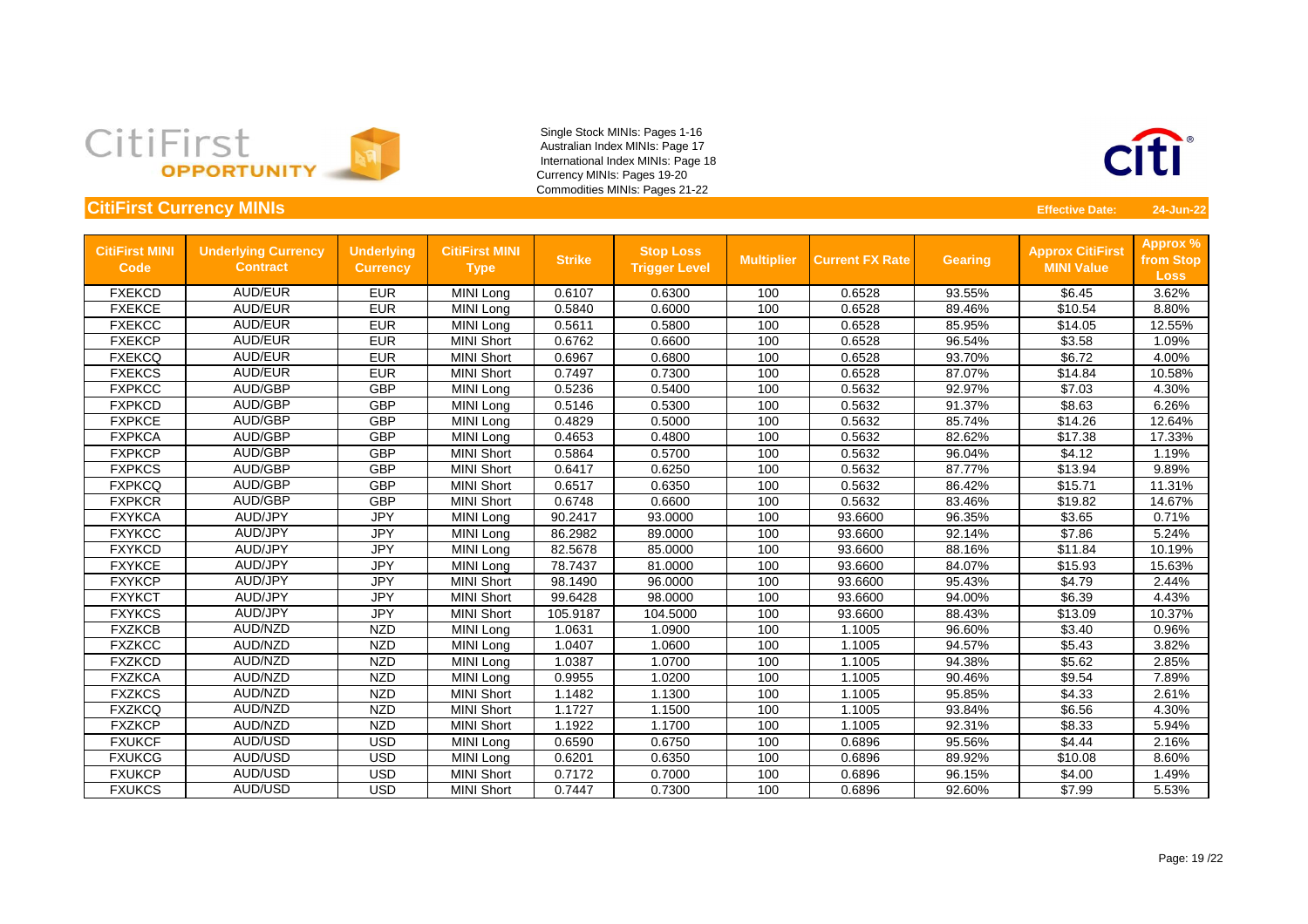Single Stock MINIs: Pages 1-16
Australian Index MINIs: Page 17
International Index MINIs: Page 18
Currency MINIs: Pages 19-20
Commodities MINIs: Pages 21-22

## CitiFirst Currency MINIs

**Effective Date: 24-Jun-22**

| CitiFirst MINI Code | Underlying Currency Contract | Underlying Currency | CitiFirst MINI Type | Strike | Stop Loss Trigger Level | Multiplier | Current FX Rate | Gearing | Approx CitiFirst MINI Value | Approx % from Stop Loss |
|---|---|---|---|---|---|---|---|---|---|---|
| FXEKCD | AUD/EUR | EUR | MINI Long | 0.6107 | 0.6300 | 100 | 0.6528 | 93.55% | $6.45 | 3.62% |
| FXEKCE | AUD/EUR | EUR | MINI Long | 0.5840 | 0.6000 | 100 | 0.6528 | 89.46% | $10.54 | 8.80% |
| FXEKCC | AUD/EUR | EUR | MINI Long | 0.5611 | 0.5800 | 100 | 0.6528 | 85.95% | $14.05 | 12.55% |
| FXEKCP | AUD/EUR | EUR | MINI Short | 0.6762 | 0.6600 | 100 | 0.6528 | 96.54% | $3.58 | 1.09% |
| FXEKCQ | AUD/EUR | EUR | MINI Short | 0.6967 | 0.6800 | 100 | 0.6528 | 93.70% | $6.72 | 4.00% |
| FXEKCS | AUD/EUR | EUR | MINI Short | 0.7497 | 0.7300 | 100 | 0.6528 | 87.07% | $14.84 | 10.58% |
| FXPKCC | AUD/GBP | GBP | MINI Long | 0.5236 | 0.5400 | 100 | 0.5632 | 92.97% | $7.03 | 4.30% |
| FXPKCD | AUD/GBP | GBP | MINI Long | 0.5146 | 0.5300 | 100 | 0.5632 | 91.37% | $8.63 | 6.26% |
| FXPKCE | AUD/GBP | GBP | MINI Long | 0.4829 | 0.5000 | 100 | 0.5632 | 85.74% | $14.26 | 12.64% |
| FXPKCA | AUD/GBP | GBP | MINI Long | 0.4653 | 0.4800 | 100 | 0.5632 | 82.62% | $17.38 | 17.33% |
| FXPKCP | AUD/GBP | GBP | MINI Short | 0.5864 | 0.5700 | 100 | 0.5632 | 96.04% | $4.12 | 1.19% |
| FXPKCS | AUD/GBP | GBP | MINI Short | 0.6417 | 0.6250 | 100 | 0.5632 | 87.77% | $13.94 | 9.89% |
| FXPKCQ | AUD/GBP | GBP | MINI Short | 0.6517 | 0.6350 | 100 | 0.5632 | 86.42% | $15.71 | 11.31% |
| FXPKCR | AUD/GBP | GBP | MINI Short | 0.6748 | 0.6600 | 100 | 0.5632 | 83.46% | $19.82 | 14.67% |
| FXYKCA | AUD/JPY | JPY | MINI Long | 90.2417 | 93.0000 | 100 | 93.6600 | 96.35% | $3.65 | 0.71% |
| FXYKCC | AUD/JPY | JPY | MINI Long | 86.2982 | 89.0000 | 100 | 93.6600 | 92.14% | $7.86 | 5.24% |
| FXYKCD | AUD/JPY | JPY | MINI Long | 82.5678 | 85.0000 | 100 | 93.6600 | 88.16% | $11.84 | 10.19% |
| FXYKCE | AUD/JPY | JPY | MINI Long | 78.7437 | 81.0000 | 100 | 93.6600 | 84.07% | $15.93 | 15.63% |
| FXYKCP | AUD/JPY | JPY | MINI Short | 98.1490 | 96.0000 | 100 | 93.6600 | 95.43% | $4.79 | 2.44% |
| FXYKCT | AUD/JPY | JPY | MINI Short | 99.6428 | 98.0000 | 100 | 93.6600 | 94.00% | $6.39 | 4.43% |
| FXYKCS | AUD/JPY | JPY | MINI Short | 105.9187 | 104.5000 | 100 | 93.6600 | 88.43% | $13.09 | 10.37% |
| FXZKCB | AUD/NZD | NZD | MINI Long | 1.0631 | 1.0900 | 100 | 1.1005 | 96.60% | $3.40 | 0.96% |
| FXZKCC | AUD/NZD | NZD | MINI Long | 1.0407 | 1.0600 | 100 | 1.1005 | 94.57% | $5.43 | 3.82% |
| FXZKCD | AUD/NZD | NZD | MINI Long | 1.0387 | 1.0700 | 100 | 1.1005 | 94.38% | $5.62 | 2.85% |
| FXZKCA | AUD/NZD | NZD | MINI Long | 0.9955 | 1.0200 | 100 | 1.1005 | 90.46% | $9.54 | 7.89% |
| FXZKCS | AUD/NZD | NZD | MINI Short | 1.1482 | 1.1300 | 100 | 1.1005 | 95.85% | $4.33 | 2.61% |
| FXZKCQ | AUD/NZD | NZD | MINI Short | 1.1727 | 1.1500 | 100 | 1.1005 | 93.84% | $6.56 | 4.30% |
| FXZKCP | AUD/NZD | NZD | MINI Short | 1.1922 | 1.1700 | 100 | 1.1005 | 92.31% | $8.33 | 5.94% |
| FXUKCF | AUD/USD | USD | MINI Long | 0.6590 | 0.6750 | 100 | 0.6896 | 95.56% | $4.44 | 2.16% |
| FXUKCG | AUD/USD | USD | MINI Long | 0.6201 | 0.6350 | 100 | 0.6896 | 89.92% | $10.08 | 8.60% |
| FXUKCP | AUD/USD | USD | MINI Short | 0.7172 | 0.7000 | 100 | 0.6896 | 96.15% | $4.00 | 1.49% |
| FXUKCS | AUD/USD | USD | MINI Short | 0.7447 | 0.7300 | 100 | 0.6896 | 92.60% | $7.99 | 5.53% |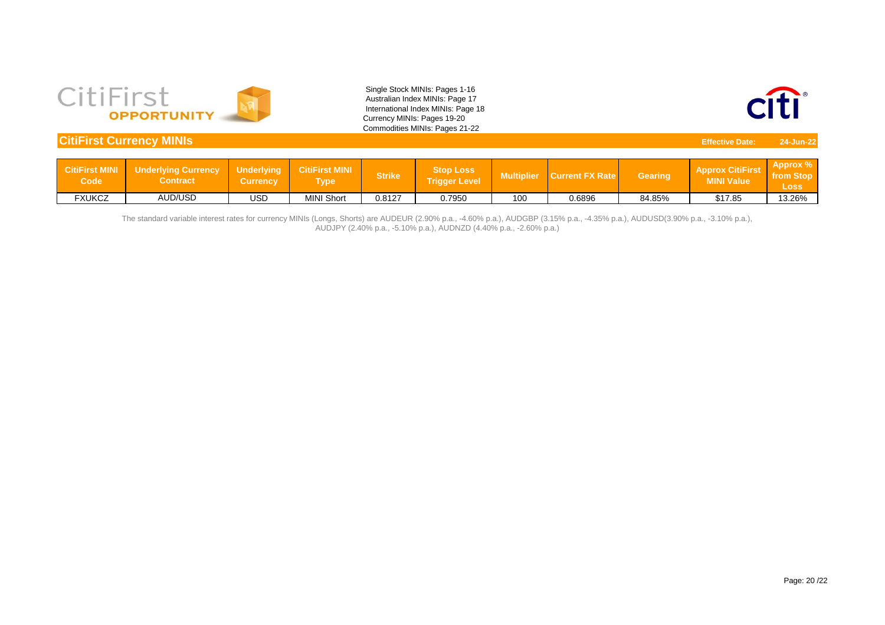Single Stock MINIs: Pages 1-16
Australian Index MINIs: Page 17
International Index MINIs: Page 18
Currency MINIs: Pages 19-20
Commodities MINIs: Pages 21-22

## CitiFirst Currency MINIs

**Effective Date: 24-Jun-22**

| CitiFirst MINI Code | Underlying Currency Contract | Underlying Currency | CitiFirst MINI Type | Strike | Stop Loss Trigger Level | Multiplier | Current FX Rate | Gearing | Approx CitiFirst MINI Value | Approx % from Stop Loss |
|---|---|---|---|---|---|---|---|---|---|---|
| FXUKCZ | AUD/USD | USD | MINI Short | 0.8127 | 0.7950 | 100 | 0.6896 | 84.85% | $17.85 | 13.26% |

The standard variable interest rates for currency MINIs (Longs, Shorts) are AUDEUR (2.90% p.a., -4.60% p.a.), AUDGBP (3.15% p.a., -4.35% p.a.), AUDUSD(3.90% p.a., -3.10% p.a.), AUDJPY (2.40% p.a., -5.10% p.a.), AUDNZD (4.40% p.a., -2.60% p.a.)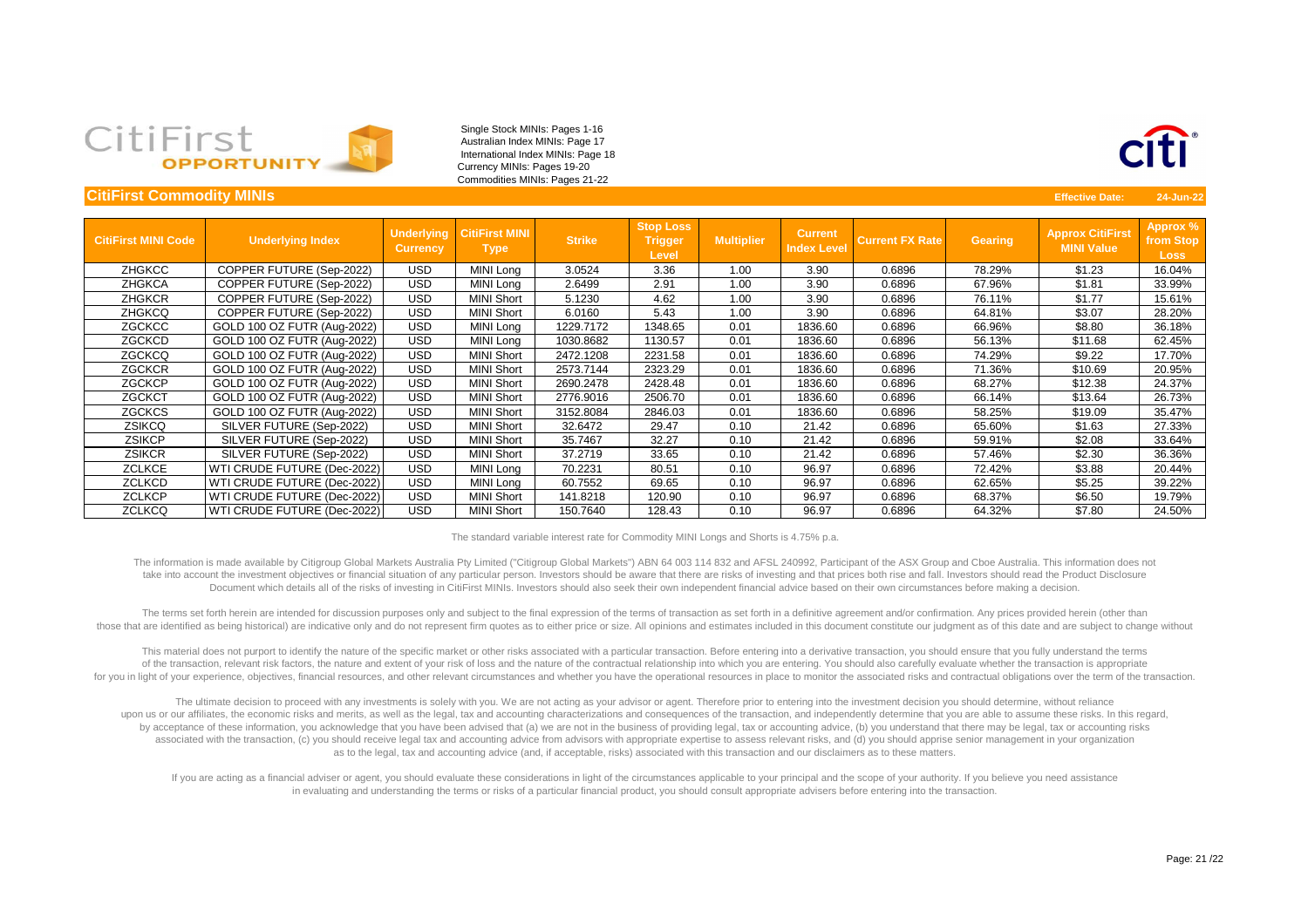CitiFirst OPPORTUNITY

Single Stock MINIs: Pages 1-16
Australian Index MINIs: Page 17
International Index MINIs: Page 18
Currency MINIs: Pages 19-20
Commodities MINIs: Pages 21-22

## CitiFirst Commodity MINIs

**Effective Date: 24-Jun-22**

| CitiFirst MINI Code | Underlying Index | Underlying Currency | CitiFirst MINI Type | Strike | Stop Loss Trigger Level | Multiplier | Current Index Level | Current FX Rate | Gearing | Approx CitiFirst MINI Value | Approx % from Stop Loss |
|---|---|---|---|---|---|---|---|---|---|---|---|
| ZHGKCC | COPPER FUTURE (Sep-2022) | USD | MINI Long | 3.0524 | 3.36 | 1.00 | 3.90 | 0.6896 | 78.29% | $1.23 | 16.04% |
| ZHGKCA | COPPER FUTURE (Sep-2022) | USD | MINI Long | 2.6499 | 2.91 | 1.00 | 3.90 | 0.6896 | 67.96% | $1.81 | 33.99% |
| ZHGKCR | COPPER FUTURE (Sep-2022) | USD | MINI Short | 5.1230 | 4.62 | 1.00 | 3.90 | 0.6896 | 76.11% | $1.77 | 15.61% |
| ZHGKCQ | COPPER FUTURE (Sep-2022) | USD | MINI Short | 6.0160 | 5.43 | 1.00 | 3.90 | 0.6896 | 64.81% | $3.07 | 28.20% |
| ZGCKCC | GOLD 100 OZ FUTR (Aug-2022) | USD | MINI Long | 1229.7172 | 1348.65 | 0.01 | 1836.60 | 0.6896 | 66.96% | $8.80 | 36.18% |
| ZGCKCD | GOLD 100 OZ FUTR (Aug-2022) | USD | MINI Long | 1030.8682 | 1130.57 | 0.01 | 1836.60 | 0.6896 | 56.13% | $11.68 | 62.45% |
| ZGCKCQ | GOLD 100 OZ FUTR (Aug-2022) | USD | MINI Short | 2472.1208 | 2231.58 | 0.01 | 1836.60 | 0.6896 | 74.29% | $9.22 | 17.70% |
| ZGCKCR | GOLD 100 OZ FUTR (Aug-2022) | USD | MINI Short | 2573.7144 | 2323.29 | 0.01 | 1836.60 | 0.6896 | 71.36% | $10.69 | 20.95% |
| ZGCKCP | GOLD 100 OZ FUTR (Aug-2022) | USD | MINI Short | 2690.2478 | 2428.48 | 0.01 | 1836.60 | 0.6896 | 68.27% | $12.38 | 24.37% |
| ZGCKCT | GOLD 100 OZ FUTR (Aug-2022) | USD | MINI Short | 2776.9016 | 2506.70 | 0.01 | 1836.60 | 0.6896 | 66.14% | $13.64 | 26.73% |
| ZGCKCS | GOLD 100 OZ FUTR (Aug-2022) | USD | MINI Short | 3152.8084 | 2846.03 | 0.01 | 1836.60 | 0.6896 | 58.25% | $19.09 | 35.47% |
| ZSIKCQ | SILVER FUTURE (Sep-2022) | USD | MINI Short | 32.6472 | 29.47 | 0.10 | 21.42 | 0.6896 | 65.60% | $1.63 | 27.33% |
| ZSIKCP | SILVER FUTURE (Sep-2022) | USD | MINI Short | 35.7467 | 32.27 | 0.10 | 21.42 | 0.6896 | 59.91% | $2.08 | 33.64% |
| ZSIKCR | SILVER FUTURE (Sep-2022) | USD | MINI Short | 37.2719 | 33.65 | 0.10 | 21.42 | 0.6896 | 57.46% | $2.30 | 36.36% |
| ZCLKCE | WTI CRUDE FUTURE (Dec-2022) | USD | MINI Long | 70.2231 | 80.51 | 0.10 | 96.97 | 0.6896 | 72.42% | $3.88 | 20.44% |
| ZCLKCD | WTI CRUDE FUTURE (Dec-2022) | USD | MINI Long | 60.7552 | 69.65 | 0.10 | 96.97 | 0.6896 | 62.65% | $5.25 | 39.22% |
| ZCLKCP | WTI CRUDE FUTURE (Dec-2022) | USD | MINI Short | 141.8218 | 120.90 | 0.10 | 96.97 | 0.6896 | 68.37% | $6.50 | 19.79% |
| ZCLKCQ | WTI CRUDE FUTURE (Dec-2022) | USD | MINI Short | 150.7640 | 128.43 | 0.10 | 96.97 | 0.6896 | 64.32% | $7.80 | 24.50% |

The standard variable interest rate for Commodity MINI Longs and Shorts is 4.75% p.a.

The information is made available by Citigroup Global Markets Australia Pty Limited ("Citigroup Global Markets") ABN 64 003 114 832 and AFSL 240992, Participant of the ASX Group and Cboe Australia. This information does not take into account the investment objectives or financial situation of any particular person. Investors should be aware that there are risks of investing and that prices both rise and fall. Investors should read the Product Disclosure Document which details all of the risks of investing in CitiFirst MINIs. Investors should also seek their own independent financial advice based on their own circumstances before making a decision.

The terms set forth herein are intended for discussion purposes only and subject to the final expression of the terms of transaction as set forth in a definitive agreement and/or confirmation. Any prices provided herein (other than those that are identified as being historical) are indicative only and do not represent firm quotes as to either price or size. All opinions and estimates included in this document constitute our judgment as of this date and are subject to change without

This material does not purport to identify the nature of the specific market or other risks associated with a particular transaction. Before entering into a derivative transaction, you should ensure that you fully understand the terms of the transaction, relevant risk factors, the nature and extent of your risk of loss and the nature of the contractual relationship into which you are entering. You should also carefully evaluate whether the transaction is appropriate for you in light of your experience, objectives, financial resources, and other relevant circumstances and whether you have the operational resources in place to monitor the associated risks and contractual obligations over the term of the transaction.

The ultimate decision to proceed with any investments is solely with you. We are not acting as your advisor or agent. Therefore prior to entering into the investment decision you should determine, without reliance upon us or our affiliates, the economic risks and merits, as well as the legal, tax and accounting characterizations and consequences of the transaction, and independently determine that you are able to assume these risks. In this regard, by acceptance of these information, you acknowledge that you have been advised that (a) we are not in the business of providing legal, tax or accounting advice, (b) you understand that there may be legal, tax or accounting risks associated with the transaction, (c) you should receive legal tax and accounting advice from advisors with appropriate expertise to assess relevant risks, and (d) you should apprise senior management in your organization as to the legal, tax and accounting advice (and, if acceptable, risks) associated with this transaction and our disclaimers as to these matters.

If you are acting as a financial adviser or agent, you should evaluate these considerations in light of the circumstances applicable to your principal and the scope of your authority. If you believe you need assistance in evaluating and understanding the terms or risks of a particular financial product, you should consult appropriate advisers before entering into the transaction.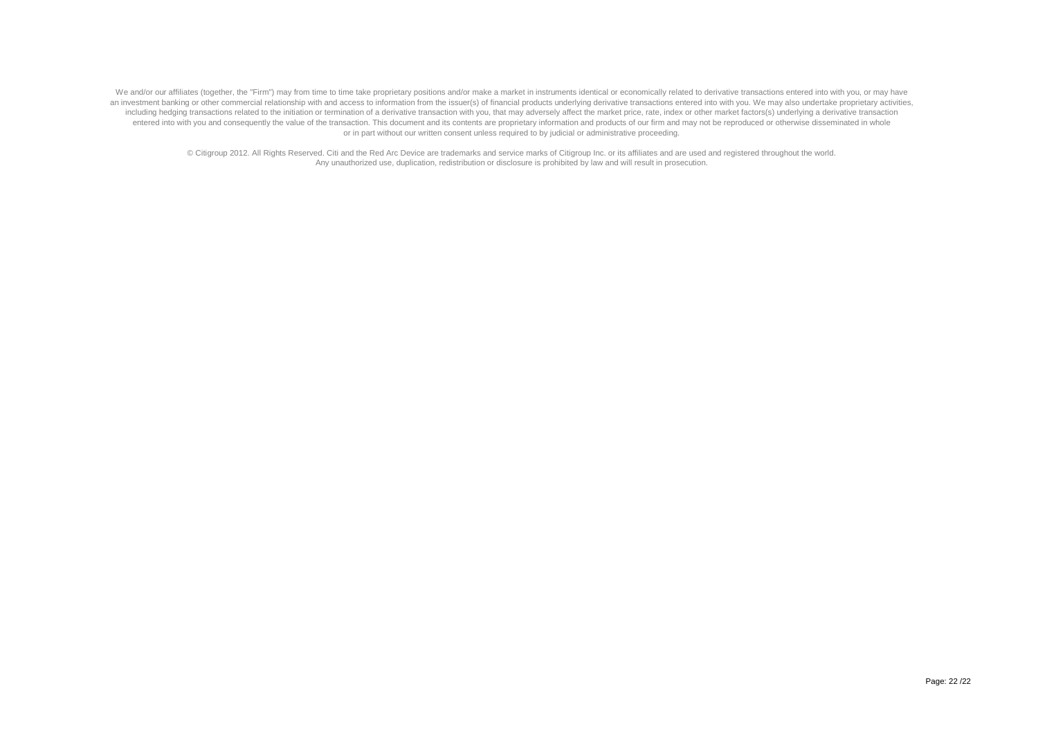We and/or our affiliates (together, the "Firm") may from time to time take proprietary positions and/or make a market in instruments identical or economically related to derivative transactions entered into with you, or may have an investment banking or other commercial relationship with and access to information from the issuer(s) of financial products underlying derivative transactions entered into with you. We may also undertake proprietary activities, including hedging transactions related to the initiation or termination of a derivative transaction with you, that may adversely affect the market price, rate, index or other market factors(s) underlying a derivative transaction entered into with you and consequently the value of the transaction. This document and its contents are proprietary information and products of our firm and may not be reproduced or otherwise disseminated in whole or in part without our written consent unless required to by judicial or administrative proceeding.

© Citigroup 2012. All Rights Reserved. Citi and the Red Arc Device are trademarks and service marks of Citigroup Inc. or its affiliates and are used and registered throughout the world. Any unauthorized use, duplication, redistribution or disclosure is prohibited by law and will result in prosecution.